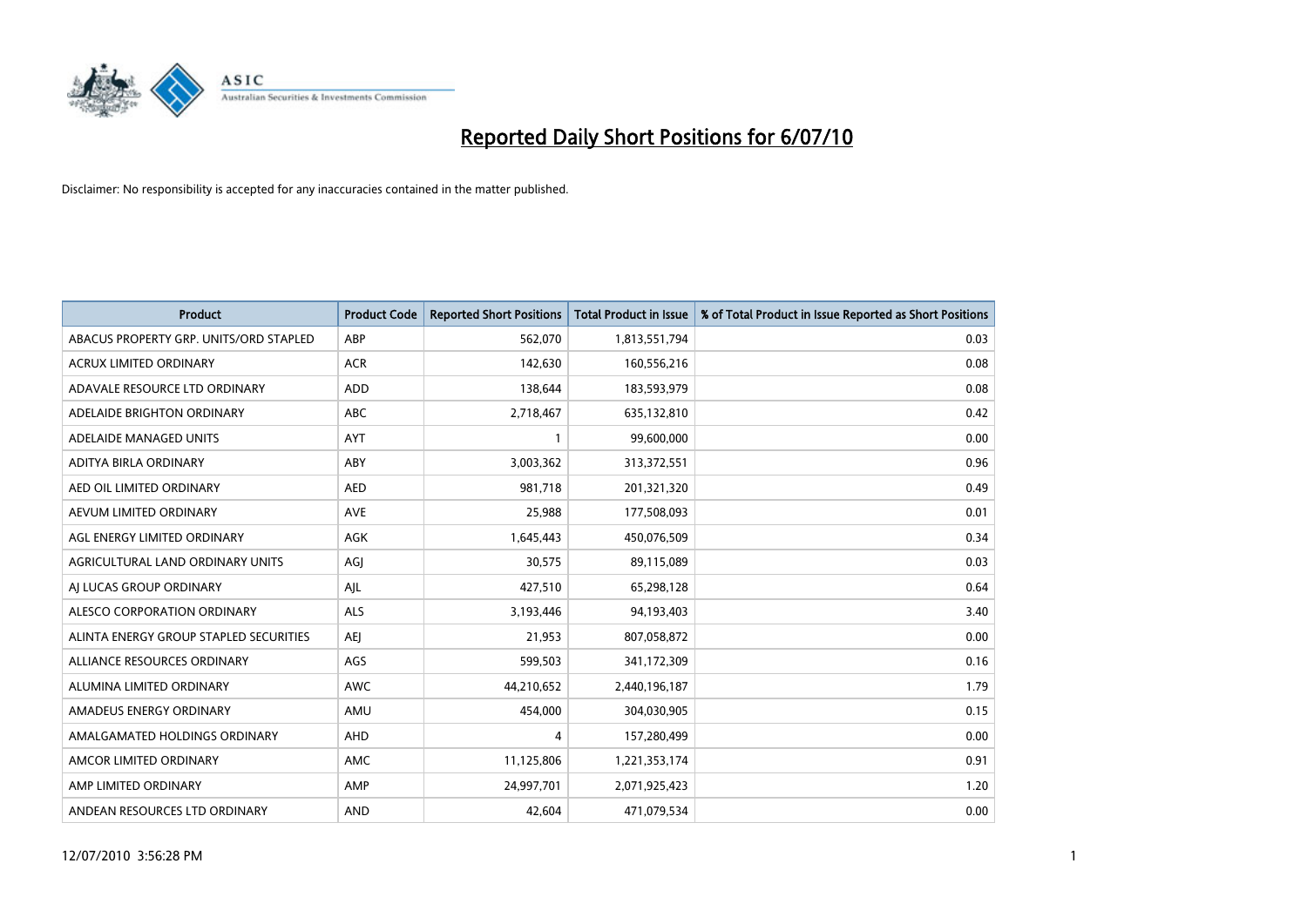# Reported Daily Short Positions for 6/07/10

Disclaimer: No responsibility is accepted for any inaccuracies contained in the matter published.

| Product | Product Code | Reported Short Positions | Total Product in Issue | % of Total Product in Issue Reported as Short Positions |
|---|---|---|---|---|
| ABACUS PROPERTY GRP. UNITS/ORD STAPLED | ABP | 562,070 | 1,813,551,794 | 0.03 |
| ACRUX LIMITED ORDINARY | ACR | 142,630 | 160,556,216 | 0.08 |
| ADAVALE RESOURCE LTD ORDINARY | ADD | 138,644 | 183,593,979 | 0.08 |
| ADELAIDE BRIGHTON ORDINARY | ABC | 2,718,467 | 635,132,810 | 0.42 |
| ADELAIDE MANAGED UNITS | AYT | 1 | 99,600,000 | 0.00 |
| ADITYA BIRLA ORDINARY | ABY | 3,003,362 | 313,372,551 | 0.96 |
| AED OIL LIMITED ORDINARY | AED | 981,718 | 201,321,320 | 0.49 |
| AEVUM LIMITED ORDINARY | AVE | 25,988 | 177,508,093 | 0.01 |
| AGL ENERGY LIMITED ORDINARY | AGK | 1,645,443 | 450,076,509 | 0.34 |
| AGRICULTURAL LAND ORDINARY UNITS | AGJ | 30,575 | 89,115,089 | 0.03 |
| AJ LUCAS GROUP ORDINARY | AJL | 427,510 | 65,298,128 | 0.64 |
| ALESCO CORPORATION ORDINARY | ALS | 3,193,446 | 94,193,403 | 3.40 |
| ALINTA ENERGY GROUP STAPLED SECURITIES | AEJ | 21,953 | 807,058,872 | 0.00 |
| ALLIANCE RESOURCES ORDINARY | AGS | 599,503 | 341,172,309 | 0.16 |
| ALUMINA LIMITED ORDINARY | AWC | 44,210,652 | 2,440,196,187 | 1.79 |
| AMADEUS ENERGY ORDINARY | AMU | 454,000 | 304,030,905 | 0.15 |
| AMALGAMATED HOLDINGS ORDINARY | AHD | 4 | 157,280,499 | 0.00 |
| AMCOR LIMITED ORDINARY | AMC | 11,125,806 | 1,221,353,174 | 0.91 |
| AMP LIMITED ORDINARY | AMP | 24,997,701 | 2,071,925,423 | 1.20 |
| ANDEAN RESOURCES LTD ORDINARY | AND | 42,604 | 471,079,534 | 0.00 |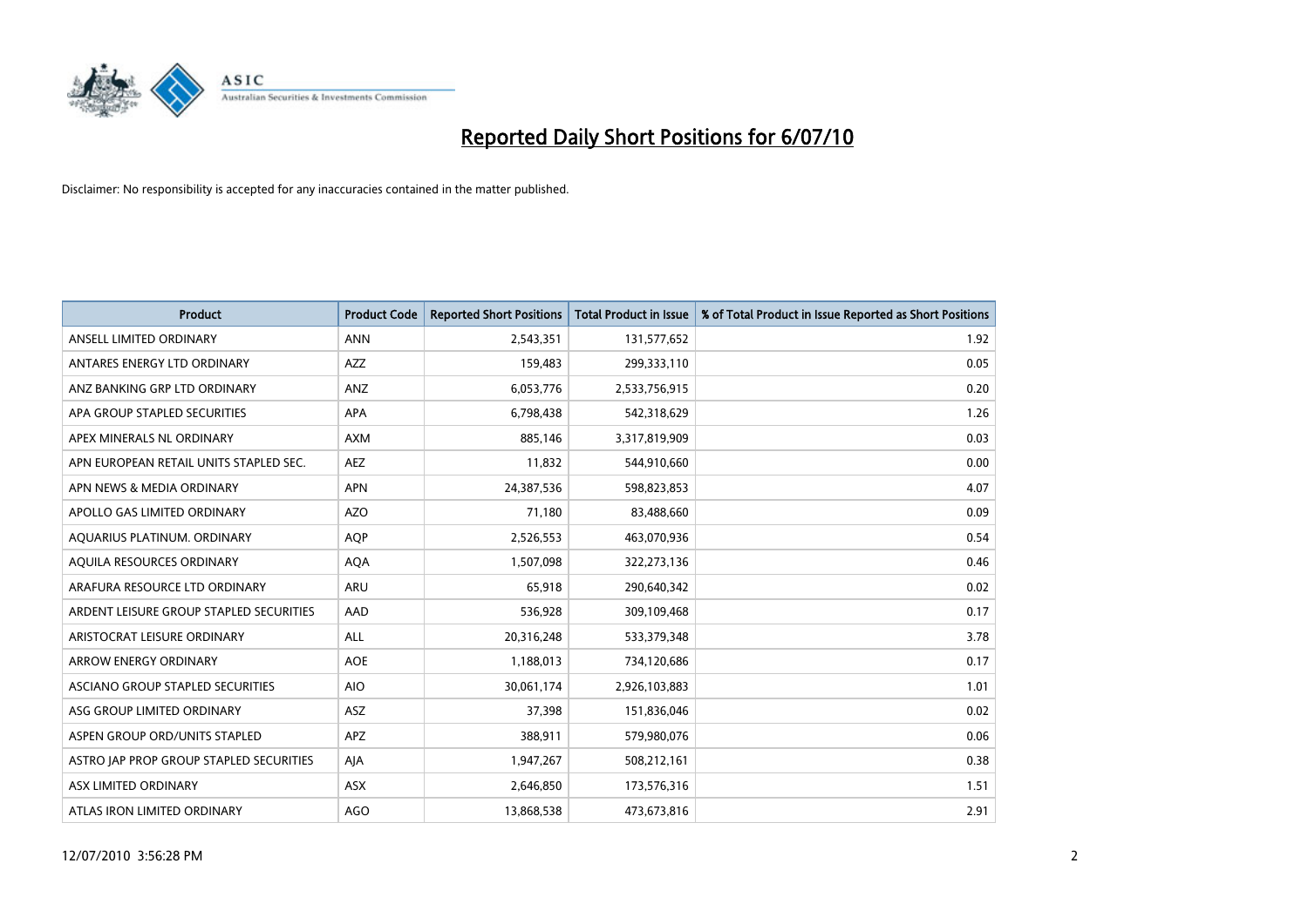# Reported Daily Short Positions for 6/07/10

Disclaimer: No responsibility is accepted for any inaccuracies contained in the matter published.

| Product | Product Code | Reported Short Positions | Total Product in Issue | % of Total Product in Issue Reported as Short Positions |
|---|---|---|---|---|
| ANSELL LIMITED ORDINARY | ANN | 2,543,351 | 131,577,652 | 1.92 |
| ANTARES ENERGY LTD ORDINARY | AZZ | 159,483 | 299,333,110 | 0.05 |
| ANZ BANKING GRP LTD ORDINARY | ANZ | 6,053,776 | 2,533,756,915 | 0.20 |
| APA GROUP STAPLED SECURITIES | APA | 6,798,438 | 542,318,629 | 1.26 |
| APEX MINERALS NL ORDINARY | AXM | 885,146 | 3,317,819,909 | 0.03 |
| APN EUROPEAN RETAIL UNITS STAPLED SEC. | AEZ | 11,832 | 544,910,660 | 0.00 |
| APN NEWS & MEDIA ORDINARY | APN | 24,387,536 | 598,823,853 | 4.07 |
| APOLLO GAS LIMITED ORDINARY | AZO | 71,180 | 83,488,660 | 0.09 |
| AQUARIUS PLATINUM. ORDINARY | AQP | 2,526,553 | 463,070,936 | 0.54 |
| AQUILA RESOURCES ORDINARY | AQA | 1,507,098 | 322,273,136 | 0.46 |
| ARAFURA RESOURCE LTD ORDINARY | ARU | 65,918 | 290,640,342 | 0.02 |
| ARDENT LEISURE GROUP STAPLED SECURITIES | AAD | 536,928 | 309,109,468 | 0.17 |
| ARISTOCRAT LEISURE ORDINARY | ALL | 20,316,248 | 533,379,348 | 3.78 |
| ARROW ENERGY ORDINARY | AOE | 1,188,013 | 734,120,686 | 0.17 |
| ASCIANO GROUP STAPLED SECURITIES | AIO | 30,061,174 | 2,926,103,883 | 1.01 |
| ASG GROUP LIMITED ORDINARY | ASZ | 37,398 | 151,836,046 | 0.02 |
| ASPEN GROUP ORD/UNITS STAPLED | APZ | 388,911 | 579,980,076 | 0.06 |
| ASTRO JAP PROP GROUP STAPLED SECURITIES | AJA | 1,947,267 | 508,212,161 | 0.38 |
| ASX LIMITED ORDINARY | ASX | 2,646,850 | 173,576,316 | 1.51 |
| ATLAS IRON LIMITED ORDINARY | AGO | 13,868,538 | 473,673,816 | 2.91 |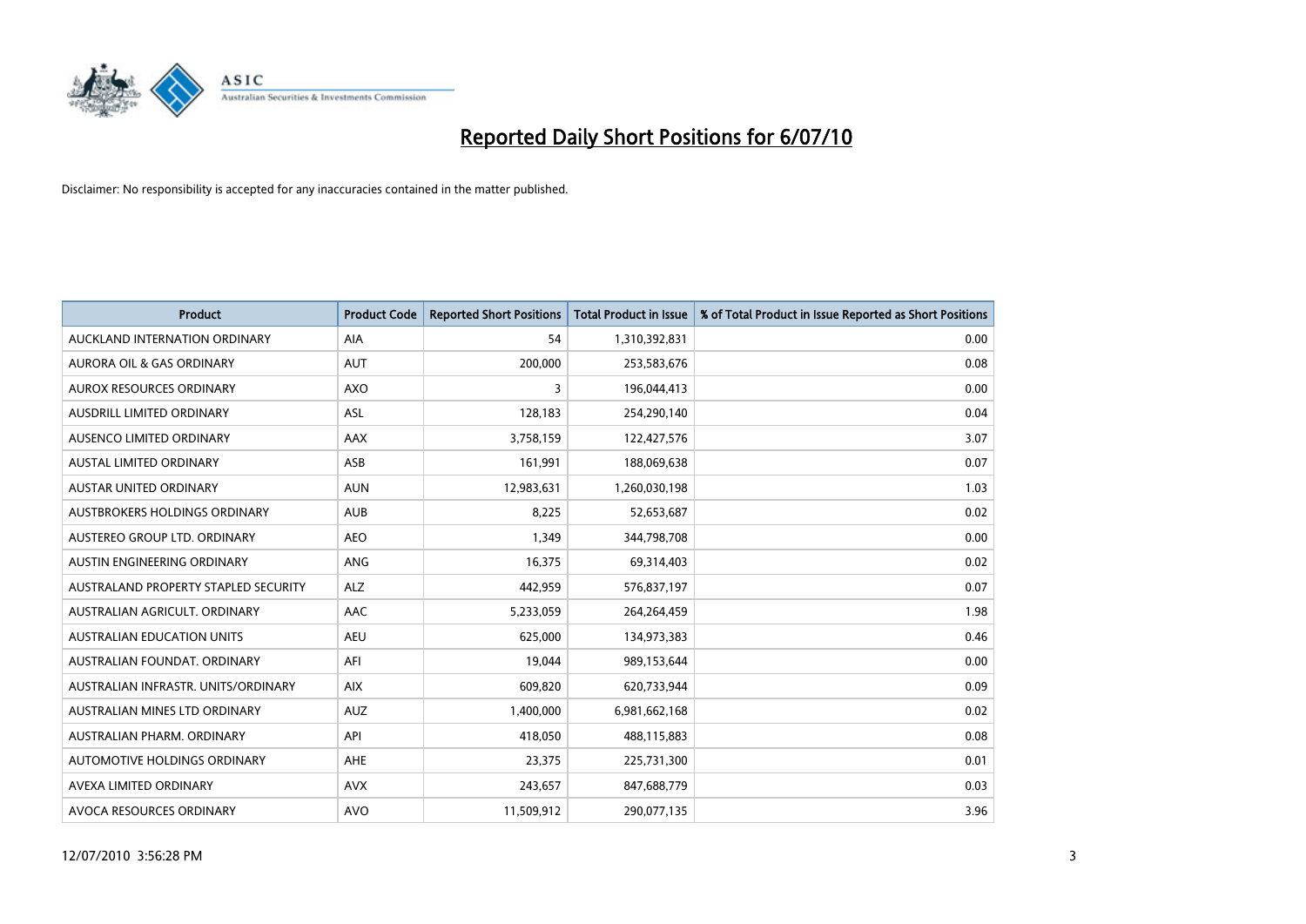# Reported Daily Short Positions for 6/07/10

Disclaimer: No responsibility is accepted for any inaccuracies contained in the matter published.

| Product | Product Code | Reported Short Positions | Total Product in Issue | % of Total Product in Issue Reported as Short Positions |
|---|---|---|---|---|
| AUCKLAND INTERNATION ORDINARY | AIA | 54 | 1,310,392,831 | 0.00 |
| AURORA OIL & GAS ORDINARY | AUT | 200,000 | 253,583,676 | 0.08 |
| AUROX RESOURCES ORDINARY | AXO | 3 | 196,044,413 | 0.00 |
| AUSDRILL LIMITED ORDINARY | ASL | 128,183 | 254,290,140 | 0.04 |
| AUSENCO LIMITED ORDINARY | AAX | 3,758,159 | 122,427,576 | 3.07 |
| AUSTAL LIMITED ORDINARY | ASB | 161,991 | 188,069,638 | 0.07 |
| AUSTAR UNITED ORDINARY | AUN | 12,983,631 | 1,260,030,198 | 1.03 |
| AUSTBROKERS HOLDINGS ORDINARY | AUB | 8,225 | 52,653,687 | 0.02 |
| AUSTEREO GROUP LTD. ORDINARY | AEO | 1,349 | 344,798,708 | 0.00 |
| AUSTIN ENGINEERING ORDINARY | ANG | 16,375 | 69,314,403 | 0.02 |
| AUSTRALAND PROPERTY STAPLED SECURITY | ALZ | 442,959 | 576,837,197 | 0.07 |
| AUSTRALIAN AGRICULT. ORDINARY | AAC | 5,233,059 | 264,264,459 | 1.98 |
| AUSTRALIAN EDUCATION UNITS | AEU | 625,000 | 134,973,383 | 0.46 |
| AUSTRALIAN FOUNDAT. ORDINARY | AFI | 19,044 | 989,153,644 | 0.00 |
| AUSTRALIAN INFRASTR. UNITS/ORDINARY | AIX | 609,820 | 620,733,944 | 0.09 |
| AUSTRALIAN MINES LTD ORDINARY | AUZ | 1,400,000 | 6,981,662,168 | 0.02 |
| AUSTRALIAN PHARM. ORDINARY | API | 418,050 | 488,115,883 | 0.08 |
| AUTOMOTIVE HOLDINGS ORDINARY | AHE | 23,375 | 225,731,300 | 0.01 |
| AVEXA LIMITED ORDINARY | AVX | 243,657 | 847,688,779 | 0.03 |
| AVOCA RESOURCES ORDINARY | AVO | 11,509,912 | 290,077,135 | 3.96 |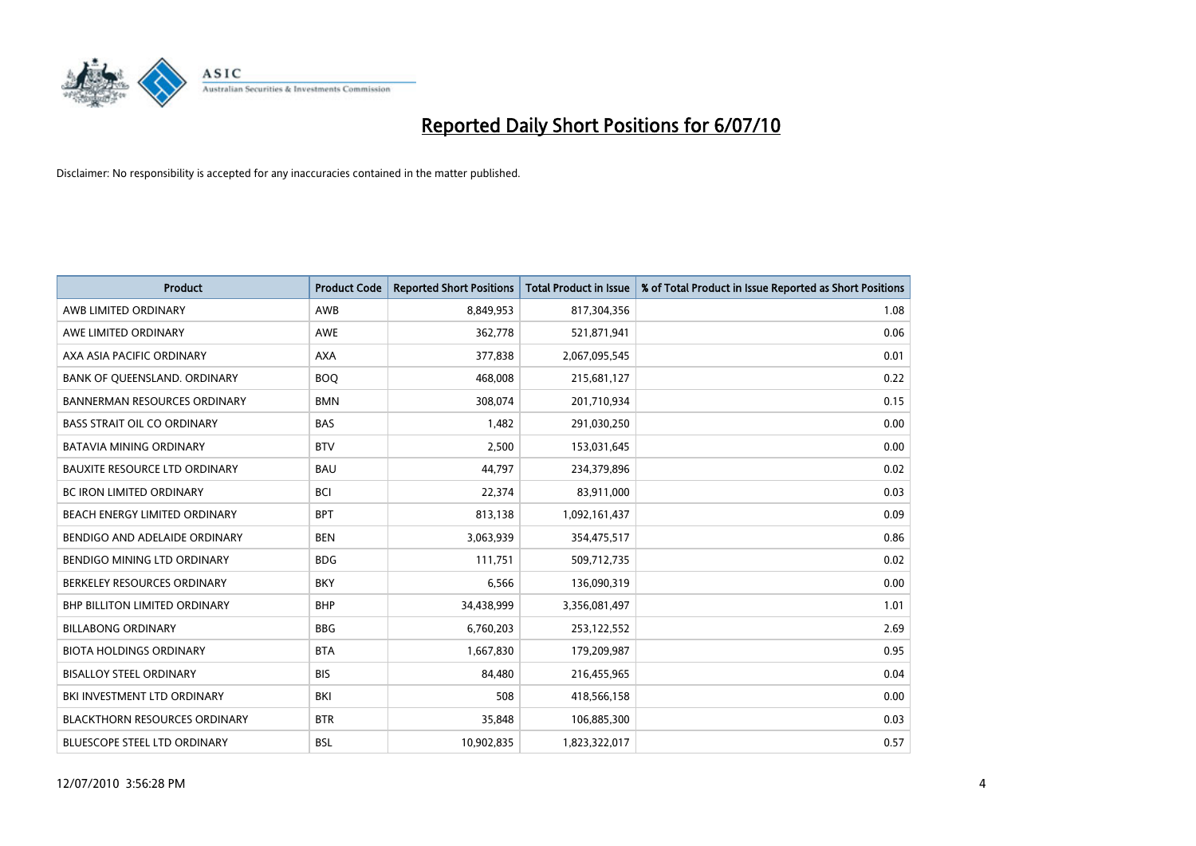# Reported Daily Short Positions for 6/07/10

Disclaimer: No responsibility is accepted for any inaccuracies contained in the matter published.

| Product | Product Code | Reported Short Positions | Total Product in Issue | % of Total Product in Issue Reported as Short Positions |
|---|---|---|---|---|
| AWB LIMITED ORDINARY | AWB | 8,849,953 | 817,304,356 | 1.08 |
| AWE LIMITED ORDINARY | AWE | 362,778 | 521,871,941 | 0.06 |
| AXA ASIA PACIFIC ORDINARY | AXA | 377,838 | 2,067,095,545 | 0.01 |
| BANK OF QUEENSLAND. ORDINARY | BOQ | 468,008 | 215,681,127 | 0.22 |
| BANNERMAN RESOURCES ORDINARY | BMN | 308,074 | 201,710,934 | 0.15 |
| BASS STRAIT OIL CO ORDINARY | BAS | 1,482 | 291,030,250 | 0.00 |
| BATAVIA MINING ORDINARY | BTV | 2,500 | 153,031,645 | 0.00 |
| BAUXITE RESOURCE LTD ORDINARY | BAU | 44,797 | 234,379,896 | 0.02 |
| BC IRON LIMITED ORDINARY | BCI | 22,374 | 83,911,000 | 0.03 |
| BEACH ENERGY LIMITED ORDINARY | BPT | 813,138 | 1,092,161,437 | 0.09 |
| BENDIGO AND ADELAIDE ORDINARY | BEN | 3,063,939 | 354,475,517 | 0.86 |
| BENDIGO MINING LTD ORDINARY | BDG | 111,751 | 509,712,735 | 0.02 |
| BERKELEY RESOURCES ORDINARY | BKY | 6,566 | 136,090,319 | 0.00 |
| BHP BILLITON LIMITED ORDINARY | BHP | 34,438,999 | 3,356,081,497 | 1.01 |
| BILLABONG ORDINARY | BBG | 6,760,203 | 253,122,552 | 2.69 |
| BIOTA HOLDINGS ORDINARY | BTA | 1,667,830 | 179,209,987 | 0.95 |
| BISALLOY STEEL ORDINARY | BIS | 84,480 | 216,455,965 | 0.04 |
| BKI INVESTMENT LTD ORDINARY | BKI | 508 | 418,566,158 | 0.00 |
| BLACKTHORN RESOURCES ORDINARY | BTR | 35,848 | 106,885,300 | 0.03 |
| BLUESCOPE STEEL LTD ORDINARY | BSL | 10,902,835 | 1,823,322,017 | 0.57 |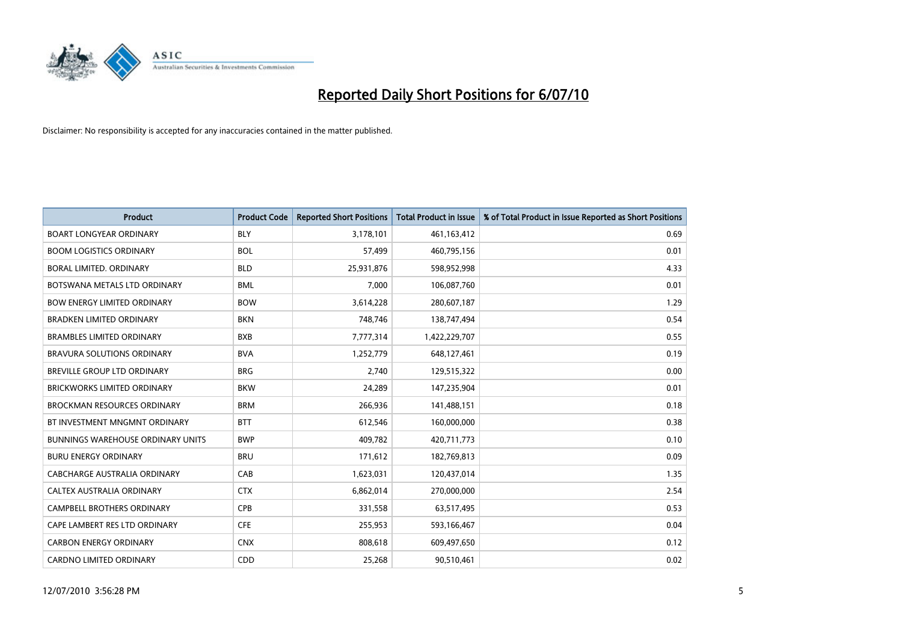# Reported Daily Short Positions for 6/07/10

Disclaimer: No responsibility is accepted for any inaccuracies contained in the matter published.

| Product | Product Code | Reported Short Positions | Total Product in Issue | % of Total Product in Issue Reported as Short Positions |
|---|---|---|---|---|
| BOART LONGYEAR ORDINARY | BLY | 3,178,101 | 461,163,412 | 0.69 |
| BOOM LOGISTICS ORDINARY | BOL | 57,499 | 460,795,156 | 0.01 |
| BORAL LIMITED. ORDINARY | BLD | 25,931,876 | 598,952,998 | 4.33 |
| BOTSWANA METALS LTD ORDINARY | BML | 7,000 | 106,087,760 | 0.01 |
| BOW ENERGY LIMITED ORDINARY | BOW | 3,614,228 | 280,607,187 | 1.29 |
| BRADKEN LIMITED ORDINARY | BKN | 748,746 | 138,747,494 | 0.54 |
| BRAMBLES LIMITED ORDINARY | BXB | 7,777,314 | 1,422,229,707 | 0.55 |
| BRAVURA SOLUTIONS ORDINARY | BVA | 1,252,779 | 648,127,461 | 0.19 |
| BREVILLE GROUP LTD ORDINARY | BRG | 2,740 | 129,515,322 | 0.00 |
| BRICKWORKS LIMITED ORDINARY | BKW | 24,289 | 147,235,904 | 0.01 |
| BROCKMAN RESOURCES ORDINARY | BRM | 266,936 | 141,488,151 | 0.18 |
| BT INVESTMENT MNGMNT ORDINARY | BTT | 612,546 | 160,000,000 | 0.38 |
| BUNNINGS WAREHOUSE ORDINARY UNITS | BWP | 409,782 | 420,711,773 | 0.10 |
| BURU ENERGY ORDINARY | BRU | 171,612 | 182,769,813 | 0.09 |
| CABCHARGE AUSTRALIA ORDINARY | CAB | 1,623,031 | 120,437,014 | 1.35 |
| CALTEX AUSTRALIA ORDINARY | CTX | 6,862,014 | 270,000,000 | 2.54 |
| CAMPBELL BROTHERS ORDINARY | CPB | 331,558 | 63,517,495 | 0.53 |
| CAPE LAMBERT RES LTD ORDINARY | CFE | 255,953 | 593,166,467 | 0.04 |
| CARBON ENERGY ORDINARY | CNX | 808,618 | 609,497,650 | 0.12 |
| CARDNO LIMITED ORDINARY | CDD | 25,268 | 90,510,461 | 0.02 |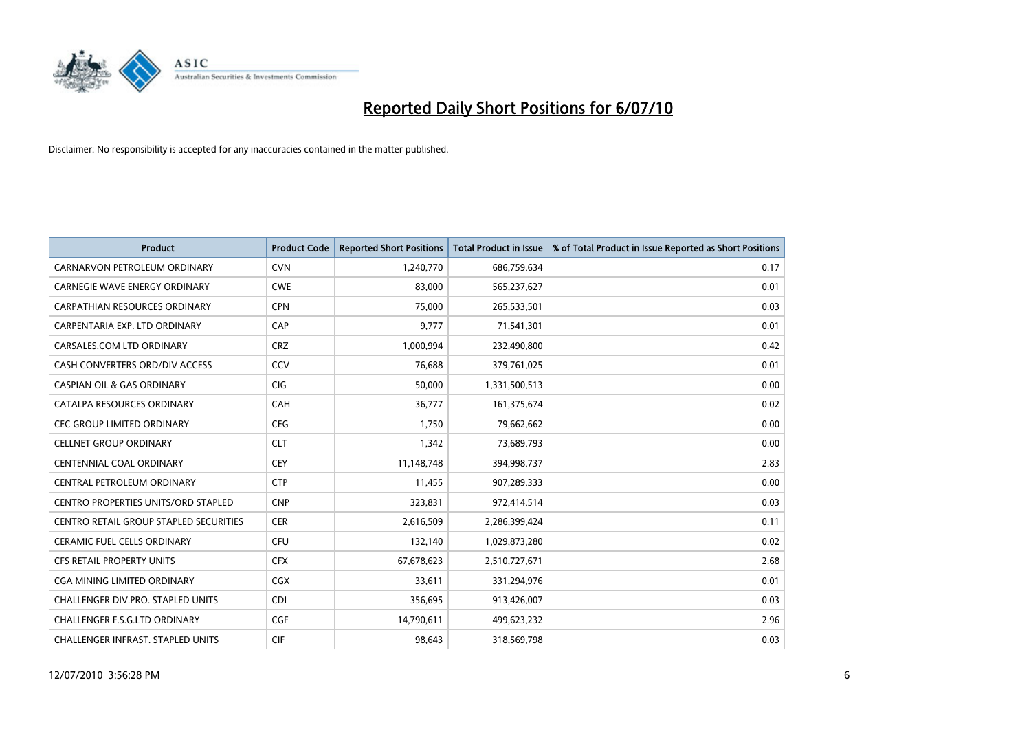# Reported Daily Short Positions for 6/07/10

Disclaimer: No responsibility is accepted for any inaccuracies contained in the matter published.

| Product | Product Code | Reported Short Positions | Total Product in Issue | % of Total Product in Issue Reported as Short Positions |
|---|---|---|---|---|
| CARNARVON PETROLEUM ORDINARY | CVN | 1,240,770 | 686,759,634 | 0.17 |
| CARNEGIE WAVE ENERGY ORDINARY | CWE | 83,000 | 565,237,627 | 0.01 |
| CARPATHIAN RESOURCES ORDINARY | CPN | 75,000 | 265,533,501 | 0.03 |
| CARPENTARIA EXP. LTD ORDINARY | CAP | 9,777 | 71,541,301 | 0.01 |
| CARSALES.COM LTD ORDINARY | CRZ | 1,000,994 | 232,490,800 | 0.42 |
| CASH CONVERTERS ORD/DIV ACCESS | CCV | 76,688 | 379,761,025 | 0.01 |
| CASPIAN OIL & GAS ORDINARY | CIG | 50,000 | 1,331,500,513 | 0.00 |
| CATALPA RESOURCES ORDINARY | CAH | 36,777 | 161,375,674 | 0.02 |
| CEC GROUP LIMITED ORDINARY | CEG | 1,750 | 79,662,662 | 0.00 |
| CELLNET GROUP ORDINARY | CLT | 1,342 | 73,689,793 | 0.00 |
| CENTENNIAL COAL ORDINARY | CEY | 11,148,748 | 394,998,737 | 2.83 |
| CENTRAL PETROLEUM ORDINARY | CTP | 11,455 | 907,289,333 | 0.00 |
| CENTRO PROPERTIES UNITS/ORD STAPLED | CNP | 323,831 | 972,414,514 | 0.03 |
| CENTRO RETAIL GROUP STAPLED SECURITIES | CER | 2,616,509 | 2,286,399,424 | 0.11 |
| CERAMIC FUEL CELLS ORDINARY | CFU | 132,140 | 1,029,873,280 | 0.02 |
| CFS RETAIL PROPERTY UNITS | CFX | 67,678,623 | 2,510,727,671 | 2.68 |
| CGA MINING LIMITED ORDINARY | CGX | 33,611 | 331,294,976 | 0.01 |
| CHALLENGER DIV.PRO. STAPLED UNITS | CDI | 356,695 | 913,426,007 | 0.03 |
| CHALLENGER F.S.G.LTD ORDINARY | CGF | 14,790,611 | 499,623,232 | 2.96 |
| CHALLENGER INFRAST. STAPLED UNITS | CIF | 98,643 | 318,569,798 | 0.03 |

12/07/2010 3:56:28 PM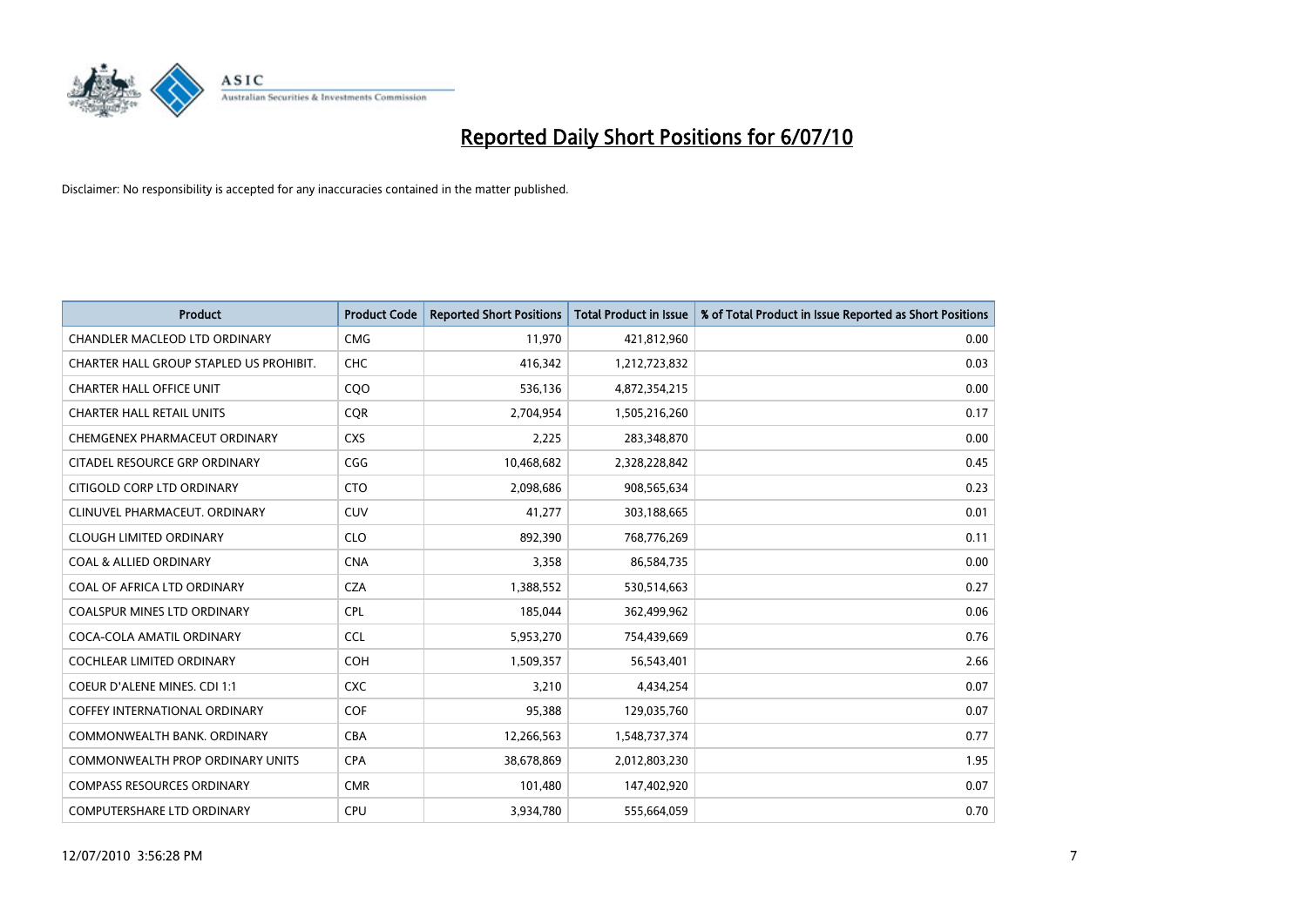# Reported Daily Short Positions for 6/07/10

Disclaimer: No responsibility is accepted for any inaccuracies contained in the matter published.

| Product | Product Code | Reported Short Positions | Total Product in Issue | % of Total Product in Issue Reported as Short Positions |
|---|---|---|---|---|
| CHANDLER MACLEOD LTD ORDINARY | CMG | 11,970 | 421,812,960 | 0.00 |
| CHARTER HALL GROUP STAPLED US PROHIBIT. | CHC | 416,342 | 1,212,723,832 | 0.03 |
| CHARTER HALL OFFICE UNIT | CQO | 536,136 | 4,872,354,215 | 0.00 |
| CHARTER HALL RETAIL UNITS | CQR | 2,704,954 | 1,505,216,260 | 0.17 |
| CHEMGENEX PHARMACEUT ORDINARY | CXS | 2,225 | 283,348,870 | 0.00 |
| CITADEL RESOURCE GRP ORDINARY | CGG | 10,468,682 | 2,328,228,842 | 0.45 |
| CITIGOLD CORP LTD ORDINARY | CTO | 2,098,686 | 908,565,634 | 0.23 |
| CLINUVEL PHARMACEUT. ORDINARY | CUV | 41,277 | 303,188,665 | 0.01 |
| CLOUGH LIMITED ORDINARY | CLO | 892,390 | 768,776,269 | 0.11 |
| COAL & ALLIED ORDINARY | CNA | 3,358 | 86,584,735 | 0.00 |
| COAL OF AFRICA LTD ORDINARY | CZA | 1,388,552 | 530,514,663 | 0.27 |
| COALSPUR MINES LTD ORDINARY | CPL | 185,044 | 362,499,962 | 0.06 |
| COCA-COLA AMATIL ORDINARY | CCL | 5,953,270 | 754,439,669 | 0.76 |
| COCHLEAR LIMITED ORDINARY | COH | 1,509,357 | 56,543,401 | 2.66 |
| COEUR D'ALENE MINES. CDI 1:1 | CXC | 3,210 | 4,434,254 | 0.07 |
| COFFEY INTERNATIONAL ORDINARY | COF | 95,388 | 129,035,760 | 0.07 |
| COMMONWEALTH BANK. ORDINARY | CBA | 12,266,563 | 1,548,737,374 | 0.77 |
| COMMONWEALTH PROP ORDINARY UNITS | CPA | 38,678,869 | 2,012,803,230 | 1.95 |
| COMPASS RESOURCES ORDINARY | CMR | 101,480 | 147,402,920 | 0.07 |
| COMPUTERSHARE LTD ORDINARY | CPU | 3,934,780 | 555,664,059 | 0.70 |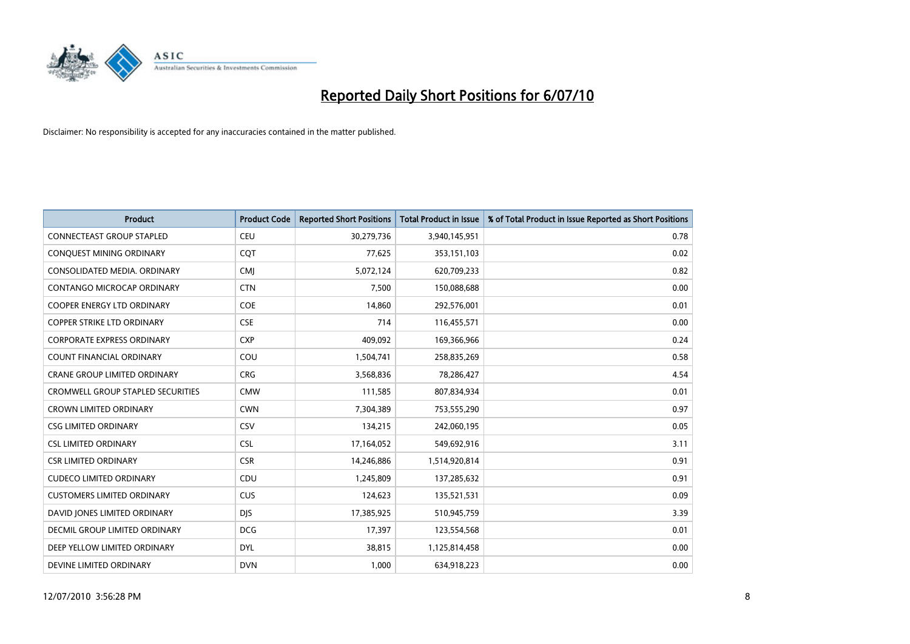# Reported Daily Short Positions for 6/07/10

Disclaimer: No responsibility is accepted for any inaccuracies contained in the matter published.

| Product | Product Code | Reported Short Positions | Total Product in Issue | % of Total Product in Issue Reported as Short Positions |
|---|---|---|---|---|
| CONNECTEAST GROUP STAPLED | CEU | 30,279,736 | 3,940,145,951 | 0.78 |
| CONQUEST MINING ORDINARY | CQT | 77,625 | 353,151,103 | 0.02 |
| CONSOLIDATED MEDIA. ORDINARY | CMJ | 5,072,124 | 620,709,233 | 0.82 |
| CONTANGO MICROCAP ORDINARY | CTN | 7,500 | 150,088,688 | 0.00 |
| COOPER ENERGY LTD ORDINARY | COE | 14,860 | 292,576,001 | 0.01 |
| COPPER STRIKE LTD ORDINARY | CSE | 714 | 116,455,571 | 0.00 |
| CORPORATE EXPRESS ORDINARY | CXP | 409,092 | 169,366,966 | 0.24 |
| COUNT FINANCIAL ORDINARY | COU | 1,504,741 | 258,835,269 | 0.58 |
| CRANE GROUP LIMITED ORDINARY | CRG | 3,568,836 | 78,286,427 | 4.54 |
| CROMWELL GROUP STAPLED SECURITIES | CMW | 111,585 | 807,834,934 | 0.01 |
| CROWN LIMITED ORDINARY | CWN | 7,304,389 | 753,555,290 | 0.97 |
| CSG LIMITED ORDINARY | CSV | 134,215 | 242,060,195 | 0.05 |
| CSL LIMITED ORDINARY | CSL | 17,164,052 | 549,692,916 | 3.11 |
| CSR LIMITED ORDINARY | CSR | 14,246,886 | 1,514,920,814 | 0.91 |
| CUDECO LIMITED ORDINARY | CDU | 1,245,809 | 137,285,632 | 0.91 |
| CUSTOMERS LIMITED ORDINARY | CUS | 124,623 | 135,521,531 | 0.09 |
| DAVID JONES LIMITED ORDINARY | DJS | 17,385,925 | 510,945,759 | 3.39 |
| DECMIL GROUP LIMITED ORDINARY | DCG | 17,397 | 123,554,568 | 0.01 |
| DEEP YELLOW LIMITED ORDINARY | DYL | 38,815 | 1,125,814,458 | 0.00 |
| DEVINE LIMITED ORDINARY | DVN | 1,000 | 634,918,223 | 0.00 |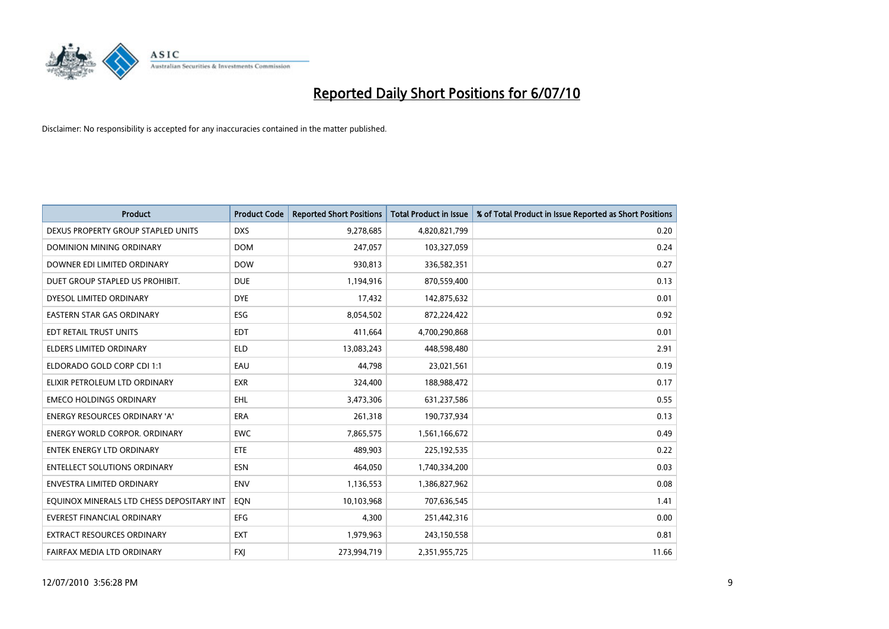# Reported Daily Short Positions for 6/07/10

Disclaimer: No responsibility is accepted for any inaccuracies contained in the matter published.

| Product | Product Code | Reported Short Positions | Total Product in Issue | % of Total Product in Issue Reported as Short Positions |
|---|---|---|---|---|
| DEXUS PROPERTY GROUP STAPLED UNITS | DXS | 9,278,685 | 4,820,821,799 | 0.20 |
| DOMINION MINING ORDINARY | DOM | 247,057 | 103,327,059 | 0.24 |
| DOWNER EDI LIMITED ORDINARY | DOW | 930,813 | 336,582,351 | 0.27 |
| DUET GROUP STAPLED US PROHIBIT. | DUE | 1,194,916 | 870,559,400 | 0.13 |
| DYESOL LIMITED ORDINARY | DYE | 17,432 | 142,875,632 | 0.01 |
| EASTERN STAR GAS ORDINARY | ESG | 8,054,502 | 872,224,422 | 0.92 |
| EDT RETAIL TRUST UNITS | EDT | 411,664 | 4,700,290,868 | 0.01 |
| ELDERS LIMITED ORDINARY | ELD | 13,083,243 | 448,598,480 | 2.91 |
| ELDORADO GOLD CORP CDI 1:1 | EAU | 44,798 | 23,021,561 | 0.19 |
| ELIXIR PETROLEUM LTD ORDINARY | EXR | 324,400 | 188,988,472 | 0.17 |
| EMECO HOLDINGS ORDINARY | EHL | 3,473,306 | 631,237,586 | 0.55 |
| ENERGY RESOURCES ORDINARY 'A' | ERA | 261,318 | 190,737,934 | 0.13 |
| ENERGY WORLD CORPOR. ORDINARY | EWC | 7,865,575 | 1,561,166,672 | 0.49 |
| ENTEK ENERGY LTD ORDINARY | ETE | 489,903 | 225,192,535 | 0.22 |
| ENTELLECT SOLUTIONS ORDINARY | ESN | 464,050 | 1,740,334,200 | 0.03 |
| ENVESTRA LIMITED ORDINARY | ENV | 1,136,553 | 1,386,827,962 | 0.08 |
| EQUINOX MINERALS LTD CHESS DEPOSITARY INT | EQN | 10,103,968 | 707,636,545 | 1.41 |
| EVEREST FINANCIAL ORDINARY | EFG | 4,300 | 251,442,316 | 0.00 |
| EXTRACT RESOURCES ORDINARY | EXT | 1,979,963 | 243,150,558 | 0.81 |
| FAIRFAX MEDIA LTD ORDINARY | FXJ | 273,994,719 | 2,351,955,725 | 11.66 |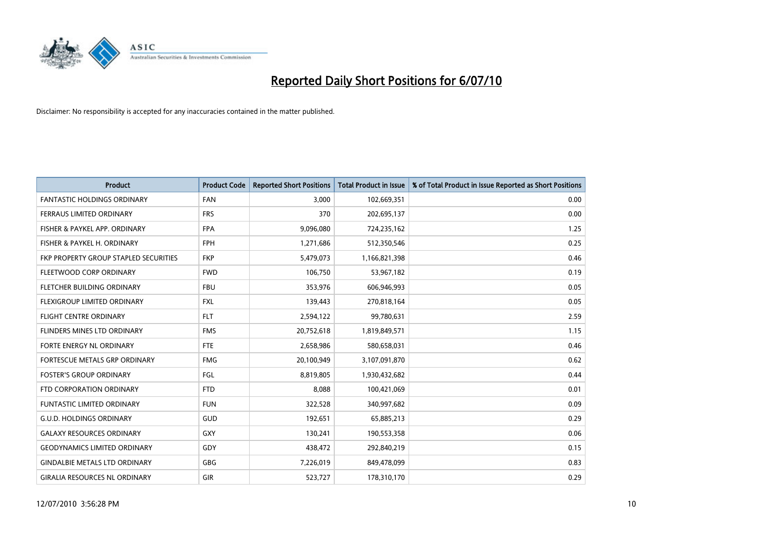# Reported Daily Short Positions for 6/07/10

Disclaimer: No responsibility is accepted for any inaccuracies contained in the matter published.

| Product | Product Code | Reported Short Positions | Total Product in Issue | % of Total Product in Issue Reported as Short Positions |
|---|---|---|---|---|
| FANTASTIC HOLDINGS ORDINARY | FAN | 3,000 | 102,669,351 | 0.00 |
| FERRAUS LIMITED ORDINARY | FRS | 370 | 202,695,137 | 0.00 |
| FISHER & PAYKEL APP. ORDINARY | FPA | 9,096,080 | 724,235,162 | 1.25 |
| FISHER & PAYKEL H. ORDINARY | FPH | 1,271,686 | 512,350,546 | 0.25 |
| FKP PROPERTY GROUP STAPLED SECURITIES | FKP | 5,479,073 | 1,166,821,398 | 0.46 |
| FLEETWOOD CORP ORDINARY | FWD | 106,750 | 53,967,182 | 0.19 |
| FLETCHER BUILDING ORDINARY | FBU | 353,976 | 606,946,993 | 0.05 |
| FLEXIGROUP LIMITED ORDINARY | FXL | 139,443 | 270,818,164 | 0.05 |
| FLIGHT CENTRE ORDINARY | FLT | 2,594,122 | 99,780,631 | 2.59 |
| FLINDERS MINES LTD ORDINARY | FMS | 20,752,618 | 1,819,849,571 | 1.15 |
| FORTE ENERGY NL ORDINARY | FTE | 2,658,986 | 580,658,031 | 0.46 |
| FORTESCUE METALS GRP ORDINARY | FMG | 20,100,949 | 3,107,091,870 | 0.62 |
| FOSTER'S GROUP ORDINARY | FGL | 8,819,805 | 1,930,432,682 | 0.44 |
| FTD CORPORATION ORDINARY | FTD | 8,088 | 100,421,069 | 0.01 |
| FUNTASTIC LIMITED ORDINARY | FUN | 322,528 | 340,997,682 | 0.09 |
| G.U.D. HOLDINGS ORDINARY | GUD | 192,651 | 65,885,213 | 0.29 |
| GALAXY RESOURCES ORDINARY | GXY | 130,241 | 190,553,358 | 0.06 |
| GEODYNAMICS LIMITED ORDINARY | GDY | 438,472 | 292,840,219 | 0.15 |
| GINDALBIE METALS LTD ORDINARY | GBG | 7,226,019 | 849,478,099 | 0.83 |
| GIRALIA RESOURCES NL ORDINARY | GIR | 523,727 | 178,310,170 | 0.29 |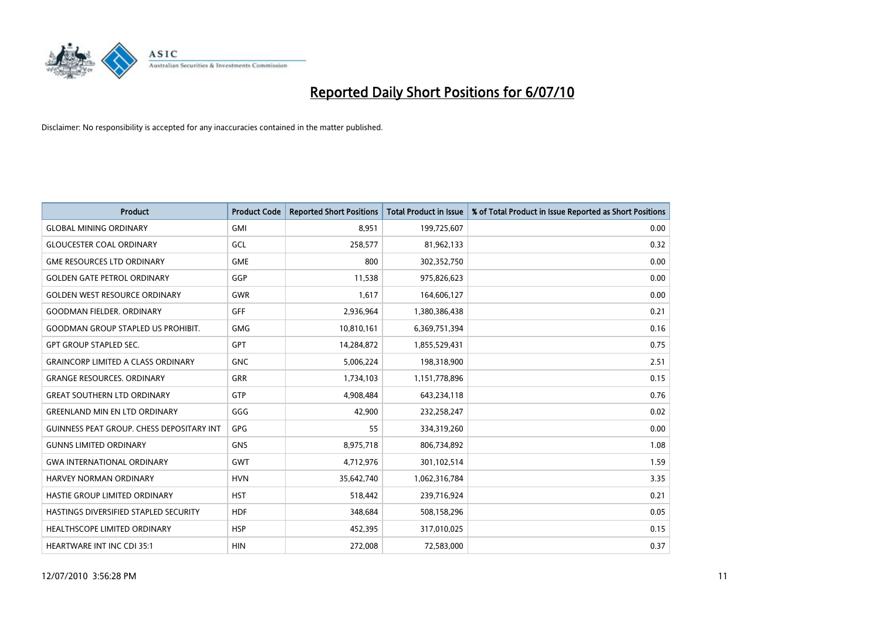# Reported Daily Short Positions for 6/07/10

Disclaimer: No responsibility is accepted for any inaccuracies contained in the matter published.

| Product | Product Code | Reported Short Positions | Total Product in Issue | % of Total Product in Issue Reported as Short Positions |
|---|---|---|---|---|
| GLOBAL MINING ORDINARY | GMI | 8,951 | 199,725,607 | 0.00 |
| GLOUCESTER COAL ORDINARY | GCL | 258,577 | 81,962,133 | 0.32 |
| GME RESOURCES LTD ORDINARY | GME | 800 | 302,352,750 | 0.00 |
| GOLDEN GATE PETROL ORDINARY | GGP | 11,538 | 975,826,623 | 0.00 |
| GOLDEN WEST RESOURCE ORDINARY | GWR | 1,617 | 164,606,127 | 0.00 |
| GOODMAN FIELDER. ORDINARY | GFF | 2,936,964 | 1,380,386,438 | 0.21 |
| GOODMAN GROUP STAPLED US PROHIBIT. | GMG | 10,810,161 | 6,369,751,394 | 0.16 |
| GPT GROUP STAPLED SEC. | GPT | 14,284,872 | 1,855,529,431 | 0.75 |
| GRAINCORP LIMITED A CLASS ORDINARY | GNC | 5,006,224 | 198,318,900 | 2.51 |
| GRANGE RESOURCES. ORDINARY | GRR | 1,734,103 | 1,151,778,896 | 0.15 |
| GREAT SOUTHERN LTD ORDINARY | GTP | 4,908,484 | 643,234,118 | 0.76 |
| GREENLAND MIN EN LTD ORDINARY | GGG | 42,900 | 232,258,247 | 0.02 |
| GUINNESS PEAT GROUP. CHESS DEPOSITARY INT | GPG | 55 | 334,319,260 | 0.00 |
| GUNNS LIMITED ORDINARY | GNS | 8,975,718 | 806,734,892 | 1.08 |
| GWA INTERNATIONAL ORDINARY | GWT | 4,712,976 | 301,102,514 | 1.59 |
| HARVEY NORMAN ORDINARY | HVN | 35,642,740 | 1,062,316,784 | 3.35 |
| HASTIE GROUP LIMITED ORDINARY | HST | 518,442 | 239,716,924 | 0.21 |
| HASTINGS DIVERSIFIED STAPLED SECURITY | HDF | 348,684 | 508,158,296 | 0.05 |
| HEALTHSCOPE LIMITED ORDINARY | HSP | 452,395 | 317,010,025 | 0.15 |
| HEARTWARE INT INC CDI 35:1 | HIN | 272,008 | 72,583,000 | 0.37 |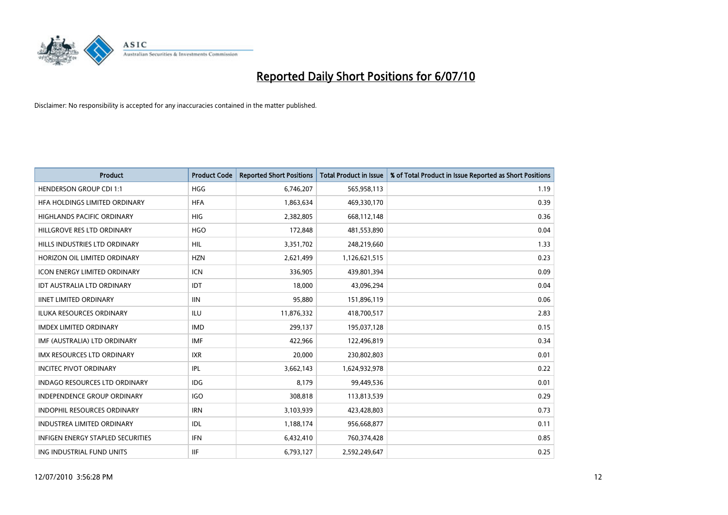# Reported Daily Short Positions for 6/07/10

Disclaimer: No responsibility is accepted for any inaccuracies contained in the matter published.

| Product | Product Code | Reported Short Positions | Total Product in Issue | % of Total Product in Issue Reported as Short Positions |
|---|---|---|---|---|
| HENDERSON GROUP CDI 1:1 | HGG | 6,746,207 | 565,958,113 | 1.19 |
| HFA HOLDINGS LIMITED ORDINARY | HFA | 1,863,634 | 469,330,170 | 0.39 |
| HIGHLANDS PACIFIC ORDINARY | HIG | 2,382,805 | 668,112,148 | 0.36 |
| HILLGROVE RES LTD ORDINARY | HGO | 172,848 | 481,553,890 | 0.04 |
| HILLS INDUSTRIES LTD ORDINARY | HIL | 3,351,702 | 248,219,660 | 1.33 |
| HORIZON OIL LIMITED ORDINARY | HZN | 2,621,499 | 1,126,621,515 | 0.23 |
| ICON ENERGY LIMITED ORDINARY | ICN | 336,905 | 439,801,394 | 0.09 |
| IDT AUSTRALIA LTD ORDINARY | IDT | 18,000 | 43,096,294 | 0.04 |
| IINET LIMITED ORDINARY | IIN | 95,880 | 151,896,119 | 0.06 |
| ILUKA RESOURCES ORDINARY | ILU | 11,876,332 | 418,700,517 | 2.83 |
| IMDEX LIMITED ORDINARY | IMD | 299,137 | 195,037,128 | 0.15 |
| IMF (AUSTRALIA) LTD ORDINARY | IMF | 422,966 | 122,496,819 | 0.34 |
| IMX RESOURCES LTD ORDINARY | IXR | 20,000 | 230,802,803 | 0.01 |
| INCITEC PIVOT ORDINARY | IPL | 3,662,143 | 1,624,932,978 | 0.22 |
| INDAGO RESOURCES LTD ORDINARY | IDG | 8,179 | 99,449,536 | 0.01 |
| INDEPENDENCE GROUP ORDINARY | IGO | 308,818 | 113,813,539 | 0.29 |
| INDOPHIL RESOURCES ORDINARY | IRN | 3,103,939 | 423,428,803 | 0.73 |
| INDUSTREA LIMITED ORDINARY | IDL | 1,188,174 | 956,668,877 | 0.11 |
| INFIGEN ENERGY STAPLED SECURITIES | IFN | 6,432,410 | 760,374,428 | 0.85 |
| ING INDUSTRIAL FUND UNITS | IIF | 6,793,127 | 2,592,249,647 | 0.25 |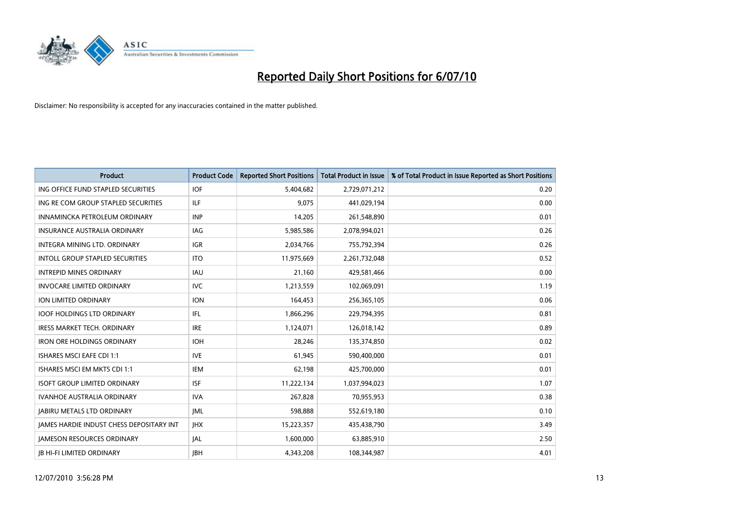# Reported Daily Short Positions for 6/07/10

Disclaimer: No responsibility is accepted for any inaccuracies contained in the matter published.

| Product | Product Code | Reported Short Positions | Total Product in Issue | % of Total Product in Issue Reported as Short Positions |
|---|---|---|---|---|
| ING OFFICE FUND STAPLED SECURITIES | IOF | 5,404,682 | 2,729,071,212 | 0.20 |
| ING RE COM GROUP STAPLED SECURITIES | ILF | 9,075 | 441,029,194 | 0.00 |
| INNAMINCKA PETROLEUM ORDINARY | INP | 14,205 | 261,548,890 | 0.01 |
| INSURANCE AUSTRALIA ORDINARY | IAG | 5,985,586 | 2,078,994,021 | 0.26 |
| INTEGRA MINING LTD. ORDINARY | IGR | 2,034,766 | 755,792,394 | 0.26 |
| INTOLL GROUP STAPLED SECURITIES | ITO | 11,975,669 | 2,261,732,048 | 0.52 |
| INTREPID MINES ORDINARY | IAU | 21,160 | 429,581,466 | 0.00 |
| INVOCARE LIMITED ORDINARY | IVC | 1,213,559 | 102,069,091 | 1.19 |
| ION LIMITED ORDINARY | ION | 164,453 | 256,365,105 | 0.06 |
| IOOF HOLDINGS LTD ORDINARY | IFL | 1,866,296 | 229,794,395 | 0.81 |
| IRESS MARKET TECH. ORDINARY | IRE | 1,124,071 | 126,018,142 | 0.89 |
| IRON ORE HOLDINGS ORDINARY | IOH | 28,246 | 135,374,850 | 0.02 |
| ISHARES MSCI EAFE CDI 1:1 | IVE | 61,945 | 590,400,000 | 0.01 |
| ISHARES MSCI EM MKTS CDI 1:1 | IEM | 62,198 | 425,700,000 | 0.01 |
| ISOFT GROUP LIMITED ORDINARY | ISF | 11,222,134 | 1,037,994,023 | 1.07 |
| IVANHOE AUSTRALIA ORDINARY | IVA | 267,828 | 70,955,953 | 0.38 |
| JABIRU METALS LTD ORDINARY | JML | 598,888 | 552,619,180 | 0.10 |
| JAMES HARDIE INDUST CHESS DEPOSITARY INT | JHX | 15,223,357 | 435,438,790 | 3.49 |
| JAMESON RESOURCES ORDINARY | JAL | 1,600,000 | 63,885,910 | 2.50 |
| JB HI-FI LIMITED ORDINARY | JBH | 4,343,208 | 108,344,987 | 4.01 |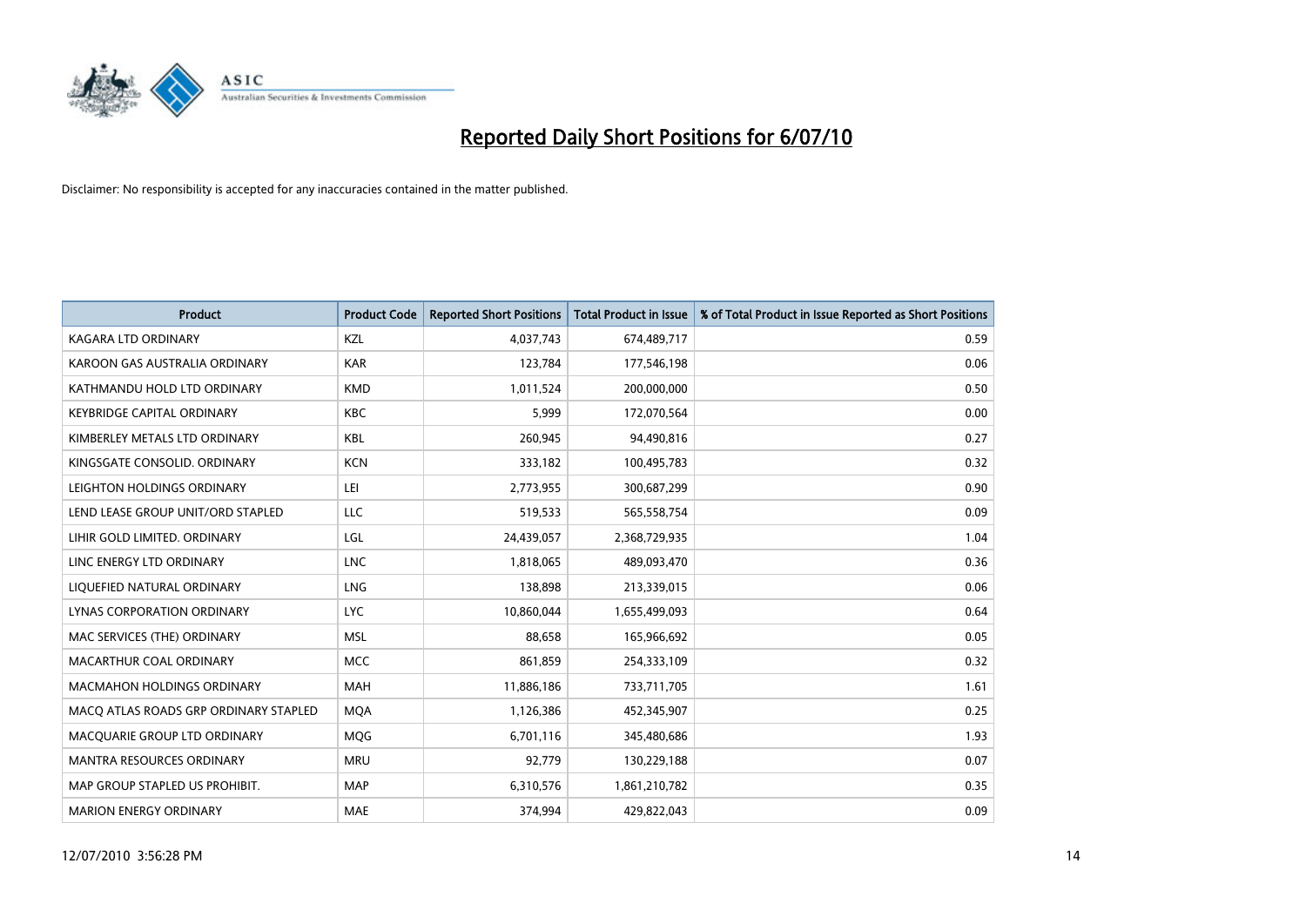# Reported Daily Short Positions for 6/07/10

Disclaimer: No responsibility is accepted for any inaccuracies contained in the matter published.

| Product | Product Code | Reported Short Positions | Total Product in Issue | % of Total Product in Issue Reported as Short Positions |
|---|---|---|---|---|
| KAGARA LTD ORDINARY | KZL | 4,037,743 | 674,489,717 | 0.59 |
| KAROON GAS AUSTRALIA ORDINARY | KAR | 123,784 | 177,546,198 | 0.06 |
| KATHMANDU HOLD LTD ORDINARY | KMD | 1,011,524 | 200,000,000 | 0.50 |
| KEYBRIDGE CAPITAL ORDINARY | KBC | 5,999 | 172,070,564 | 0.00 |
| KIMBERLEY METALS LTD ORDINARY | KBL | 260,945 | 94,490,816 | 0.27 |
| KINGSGATE CONSOLID. ORDINARY | KCN | 333,182 | 100,495,783 | 0.32 |
| LEIGHTON HOLDINGS ORDINARY | LEI | 2,773,955 | 300,687,299 | 0.90 |
| LEND LEASE GROUP UNIT/ORD STAPLED | LLC | 519,533 | 565,558,754 | 0.09 |
| LIHIR GOLD LIMITED. ORDINARY | LGL | 24,439,057 | 2,368,729,935 | 1.04 |
| LINC ENERGY LTD ORDINARY | LNC | 1,818,065 | 489,093,470 | 0.36 |
| LIQUEFIED NATURAL ORDINARY | LNG | 138,898 | 213,339,015 | 0.06 |
| LYNAS CORPORATION ORDINARY | LYC | 10,860,044 | 1,655,499,093 | 0.64 |
| MAC SERVICES (THE) ORDINARY | MSL | 88,658 | 165,966,692 | 0.05 |
| MACARTHUR COAL ORDINARY | MCC | 861,859 | 254,333,109 | 0.32 |
| MACMAHON HOLDINGS ORDINARY | MAH | 11,886,186 | 733,711,705 | 1.61 |
| MACQ ATLAS ROADS GRP ORDINARY STAPLED | MQA | 1,126,386 | 452,345,907 | 0.25 |
| MACQUARIE GROUP LTD ORDINARY | MQG | 6,701,116 | 345,480,686 | 1.93 |
| MANTRA RESOURCES ORDINARY | MRU | 92,779 | 130,229,188 | 0.07 |
| MAP GROUP STAPLED US PROHIBIT. | MAP | 6,310,576 | 1,861,210,782 | 0.35 |
| MARION ENERGY ORDINARY | MAE | 374,994 | 429,822,043 | 0.09 |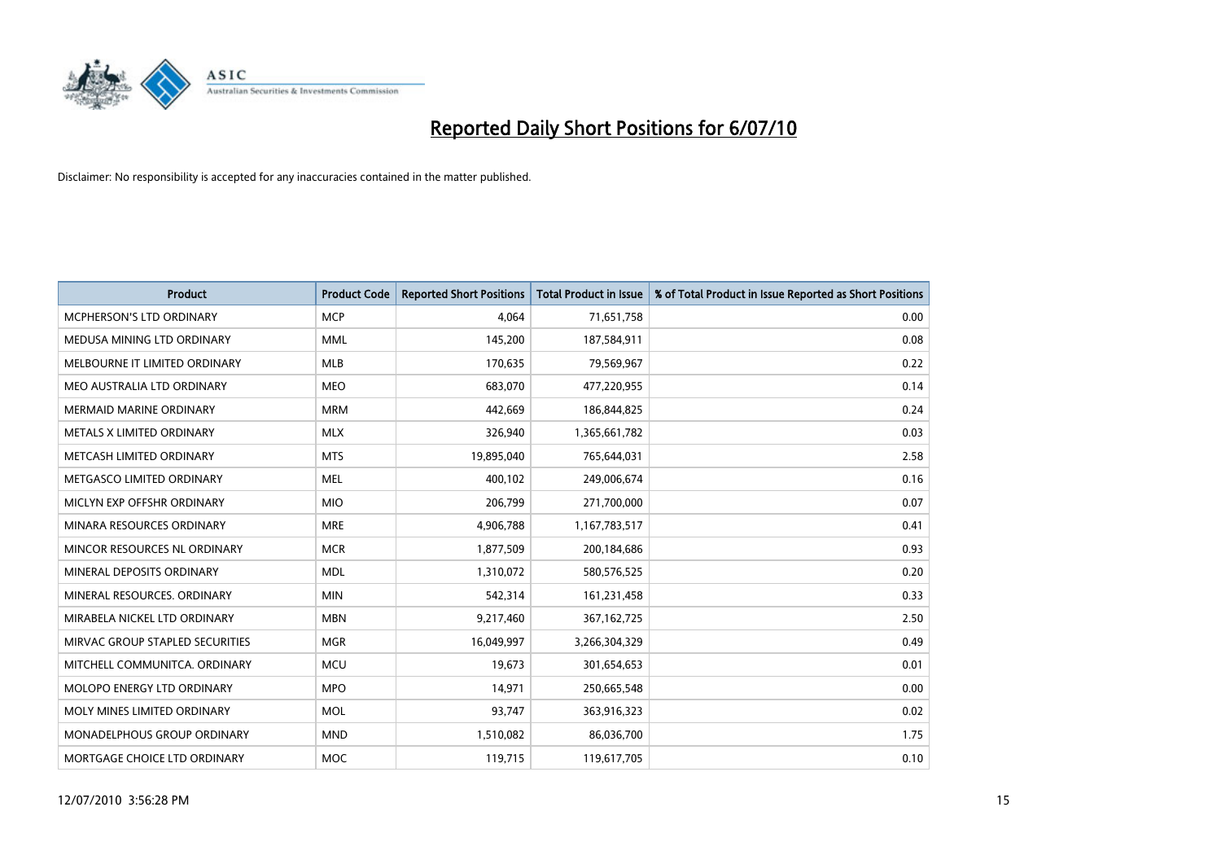# Reported Daily Short Positions for 6/07/10

Disclaimer: No responsibility is accepted for any inaccuracies contained in the matter published.

| Product | Product Code | Reported Short Positions | Total Product in Issue | % of Total Product in Issue Reported as Short Positions |
|---|---|---|---|---|
| MCPHERSON'S LTD ORDINARY | MCP | 4,064 | 71,651,758 | 0.00 |
| MEDUSA MINING LTD ORDINARY | MML | 145,200 | 187,584,911 | 0.08 |
| MELBOURNE IT LIMITED ORDINARY | MLB | 170,635 | 79,569,967 | 0.22 |
| MEO AUSTRALIA LTD ORDINARY | MEO | 683,070 | 477,220,955 | 0.14 |
| MERMAID MARINE ORDINARY | MRM | 442,669 | 186,844,825 | 0.24 |
| METALS X LIMITED ORDINARY | MLX | 326,940 | 1,365,661,782 | 0.03 |
| METCASH LIMITED ORDINARY | MTS | 19,895,040 | 765,644,031 | 2.58 |
| METGASCO LIMITED ORDINARY | MEL | 400,102 | 249,006,674 | 0.16 |
| MICLYN EXP OFFSHR ORDINARY | MIO | 206,799 | 271,700,000 | 0.07 |
| MINARA RESOURCES ORDINARY | MRE | 4,906,788 | 1,167,783,517 | 0.41 |
| MINCOR RESOURCES NL ORDINARY | MCR | 1,877,509 | 200,184,686 | 0.93 |
| MINERAL DEPOSITS ORDINARY | MDL | 1,310,072 | 580,576,525 | 0.20 |
| MINERAL RESOURCES. ORDINARY | MIN | 542,314 | 161,231,458 | 0.33 |
| MIRABELA NICKEL LTD ORDINARY | MBN | 9,217,460 | 367,162,725 | 2.50 |
| MIRVAC GROUP STAPLED SECURITIES | MGR | 16,049,997 | 3,266,304,329 | 0.49 |
| MITCHELL COMMUNITCA. ORDINARY | MCU | 19,673 | 301,654,653 | 0.01 |
| MOLOPO ENERGY LTD ORDINARY | MPO | 14,971 | 250,665,548 | 0.00 |
| MOLY MINES LIMITED ORDINARY | MOL | 93,747 | 363,916,323 | 0.02 |
| MONADELPHOUS GROUP ORDINARY | MND | 1,510,082 | 86,036,700 | 1.75 |
| MORTGAGE CHOICE LTD ORDINARY | MOC | 119,715 | 119,617,705 | 0.10 |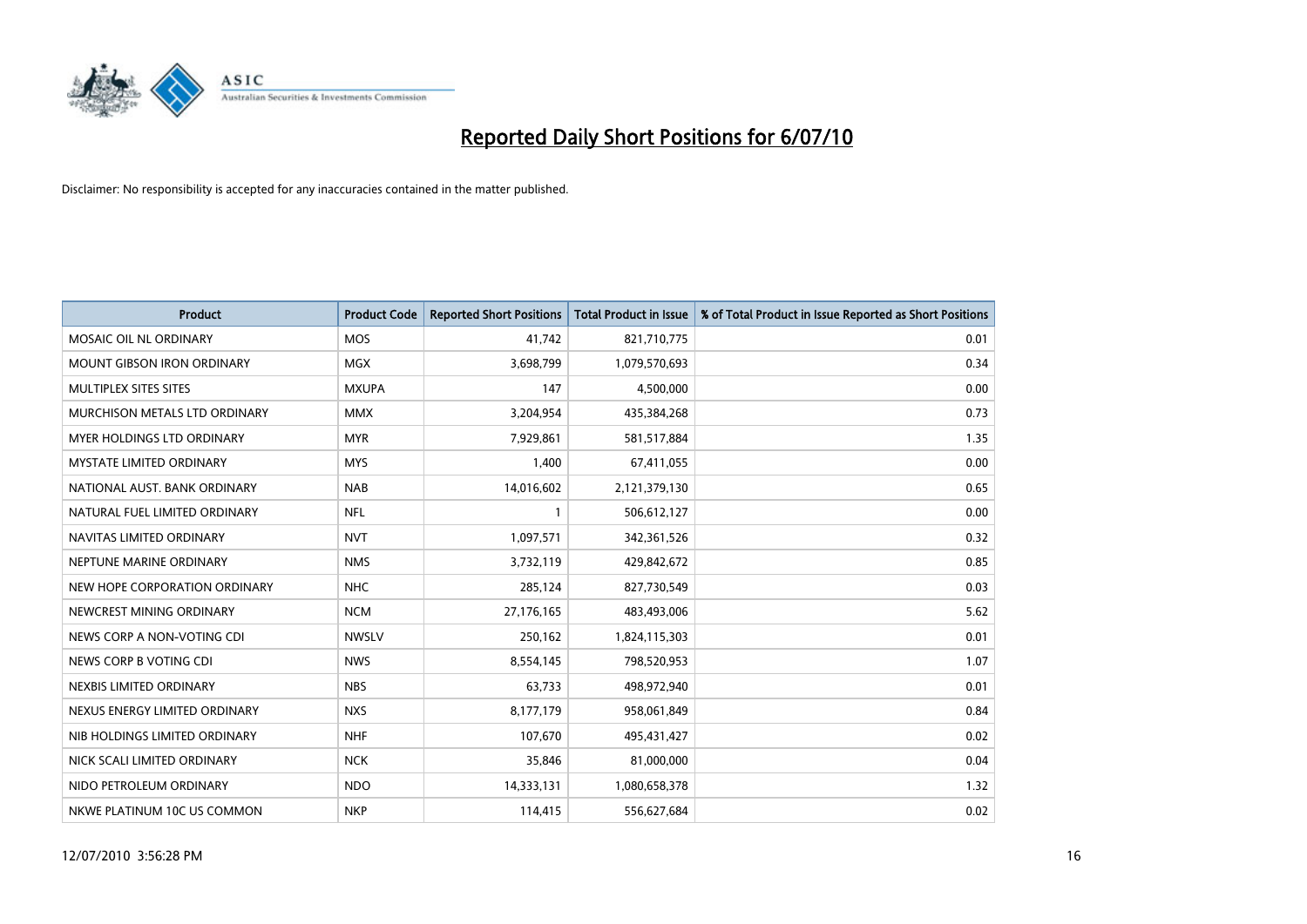# Reported Daily Short Positions for 6/07/10

Disclaimer: No responsibility is accepted for any inaccuracies contained in the matter published.

| Product | Product Code | Reported Short Positions | Total Product in Issue | % of Total Product in Issue Reported as Short Positions |
|---|---|---|---|---|
| MOSAIC OIL NL ORDINARY | MOS | 41,742 | 821,710,775 | 0.01 |
| MOUNT GIBSON IRON ORDINARY | MGX | 3,698,799 | 1,079,570,693 | 0.34 |
| MULTIPLEX SITES SITES | MXUPA | 147 | 4,500,000 | 0.00 |
| MURCHISON METALS LTD ORDINARY | MMX | 3,204,954 | 435,384,268 | 0.73 |
| MYER HOLDINGS LTD ORDINARY | MYR | 7,929,861 | 581,517,884 | 1.35 |
| MYSTATE LIMITED ORDINARY | MYS | 1,400 | 67,411,055 | 0.00 |
| NATIONAL AUST. BANK ORDINARY | NAB | 14,016,602 | 2,121,379,130 | 0.65 |
| NATURAL FUEL LIMITED ORDINARY | NFL | 1 | 506,612,127 | 0.00 |
| NAVITAS LIMITED ORDINARY | NVT | 1,097,571 | 342,361,526 | 0.32 |
| NEPTUNE MARINE ORDINARY | NMS | 3,732,119 | 429,842,672 | 0.85 |
| NEW HOPE CORPORATION ORDINARY | NHC | 285,124 | 827,730,549 | 0.03 |
| NEWCREST MINING ORDINARY | NCM | 27,176,165 | 483,493,006 | 5.62 |
| NEWS CORP A NON-VOTING CDI | NWSLV | 250,162 | 1,824,115,303 | 0.01 |
| NEWS CORP B VOTING CDI | NWS | 8,554,145 | 798,520,953 | 1.07 |
| NEXBIS LIMITED ORDINARY | NBS | 63,733 | 498,972,940 | 0.01 |
| NEXUS ENERGY LIMITED ORDINARY | NXS | 8,177,179 | 958,061,849 | 0.84 |
| NIB HOLDINGS LIMITED ORDINARY | NHF | 107,670 | 495,431,427 | 0.02 |
| NICK SCALI LIMITED ORDINARY | NCK | 35,846 | 81,000,000 | 0.04 |
| NIDO PETROLEUM ORDINARY | NDO | 14,333,131 | 1,080,658,378 | 1.32 |
| NKWE PLATINUM 10C US COMMON | NKP | 114,415 | 556,627,684 | 0.02 |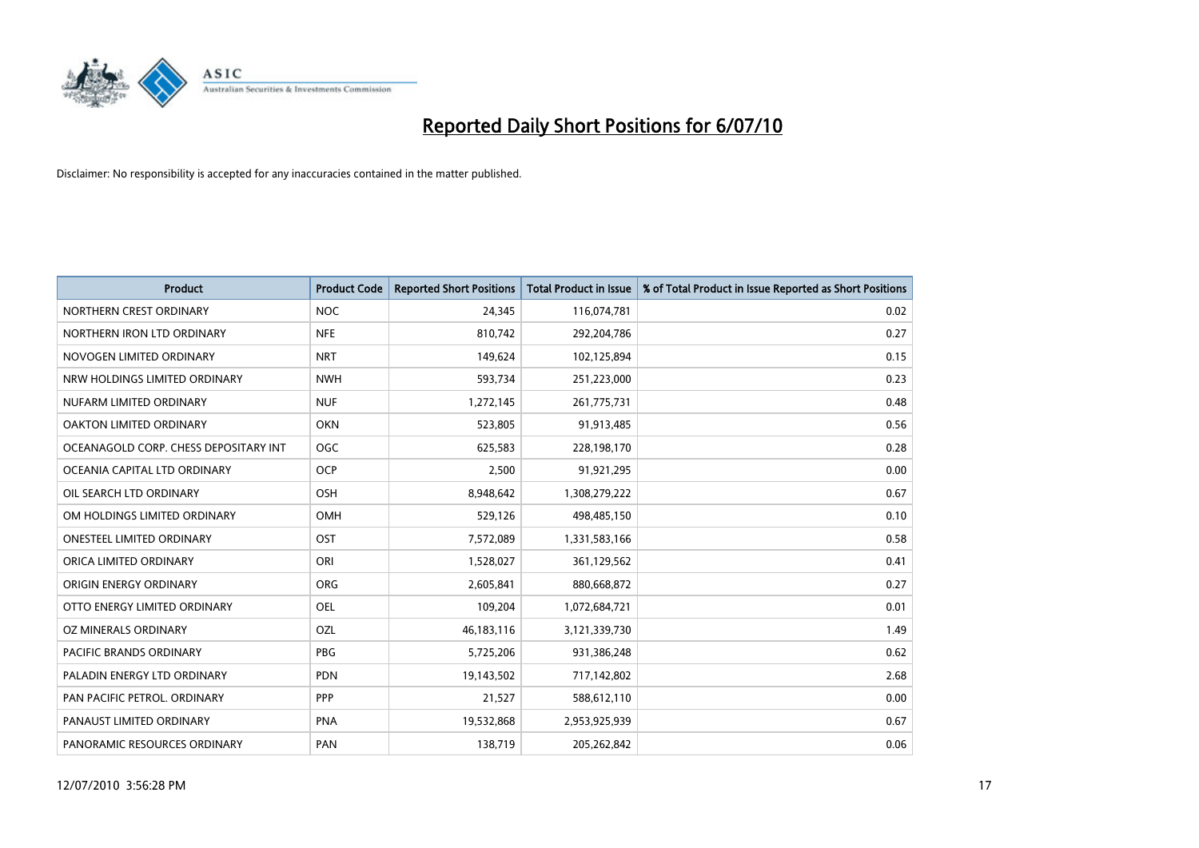# Reported Daily Short Positions for 6/07/10

Disclaimer: No responsibility is accepted for any inaccuracies contained in the matter published.

| Product | Product Code | Reported Short Positions | Total Product in Issue | % of Total Product in Issue Reported as Short Positions |
|---|---|---|---|---|
| NORTHERN CREST ORDINARY | NOC | 24,345 | 116,074,781 | 0.02 |
| NORTHERN IRON LTD ORDINARY | NFE | 810,742 | 292,204,786 | 0.27 |
| NOVOGEN LIMITED ORDINARY | NRT | 149,624 | 102,125,894 | 0.15 |
| NRW HOLDINGS LIMITED ORDINARY | NWH | 593,734 | 251,223,000 | 0.23 |
| NUFARM LIMITED ORDINARY | NUF | 1,272,145 | 261,775,731 | 0.48 |
| OAKTON LIMITED ORDINARY | OKN | 523,805 | 91,913,485 | 0.56 |
| OCEANAGOLD CORP. CHESS DEPOSITARY INT | OGC | 625,583 | 228,198,170 | 0.28 |
| OCEANIA CAPITAL LTD ORDINARY | OCP | 2,500 | 91,921,295 | 0.00 |
| OIL SEARCH LTD ORDINARY | OSH | 8,948,642 | 1,308,279,222 | 0.67 |
| OM HOLDINGS LIMITED ORDINARY | OMH | 529,126 | 498,485,150 | 0.10 |
| ONESTEEL LIMITED ORDINARY | OST | 7,572,089 | 1,331,583,166 | 0.58 |
| ORICA LIMITED ORDINARY | ORI | 1,528,027 | 361,129,562 | 0.41 |
| ORIGIN ENERGY ORDINARY | ORG | 2,605,841 | 880,668,872 | 0.27 |
| OTTO ENERGY LIMITED ORDINARY | OEL | 109,204 | 1,072,684,721 | 0.01 |
| OZ MINERALS ORDINARY | OZL | 46,183,116 | 3,121,339,730 | 1.49 |
| PACIFIC BRANDS ORDINARY | PBG | 5,725,206 | 931,386,248 | 0.62 |
| PALADIN ENERGY LTD ORDINARY | PDN | 19,143,502 | 717,142,802 | 2.68 |
| PAN PACIFIC PETROL. ORDINARY | PPP | 21,527 | 588,612,110 | 0.00 |
| PANAUST LIMITED ORDINARY | PNA | 19,532,868 | 2,953,925,939 | 0.67 |
| PANORAMIC RESOURCES ORDINARY | PAN | 138,719 | 205,262,842 | 0.06 |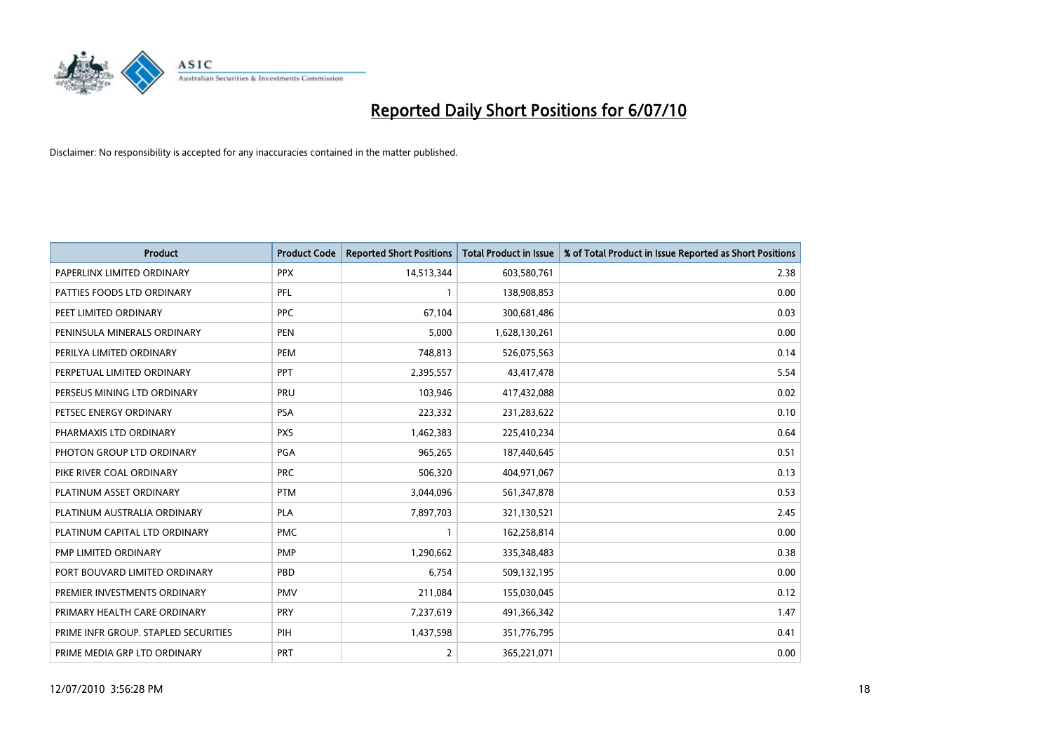# Reported Daily Short Positions for 6/07/10

Disclaimer: No responsibility is accepted for any inaccuracies contained in the matter published.

| Product | Product Code | Reported Short Positions | Total Product in Issue | % of Total Product in Issue Reported as Short Positions |
|---|---|---|---|---|
| PAPERLINX LIMITED ORDINARY | PPX | 14,513,344 | 603,580,761 | 2.38 |
| PATTIES FOODS LTD ORDINARY | PFL | 1 | 138,908,853 | 0.00 |
| PEET LIMITED ORDINARY | PPC | 67,104 | 300,681,486 | 0.03 |
| PENINSULA MINERALS ORDINARY | PEN | 5,000 | 1,628,130,261 | 0.00 |
| PERILYA LIMITED ORDINARY | PEM | 748,813 | 526,075,563 | 0.14 |
| PERPETUAL LIMITED ORDINARY | PPT | 2,395,557 | 43,417,478 | 5.54 |
| PERSEUS MINING LTD ORDINARY | PRU | 103,946 | 417,432,088 | 0.02 |
| PETSEC ENERGY ORDINARY | PSA | 223,332 | 231,283,622 | 0.10 |
| PHARMAXIS LTD ORDINARY | PXS | 1,462,383 | 225,410,234 | 0.64 |
| PHOTON GROUP LTD ORDINARY | PGA | 965,265 | 187,440,645 | 0.51 |
| PIKE RIVER COAL ORDINARY | PRC | 506,320 | 404,971,067 | 0.13 |
| PLATINUM ASSET ORDINARY | PTM | 3,044,096 | 561,347,878 | 0.53 |
| PLATINUM AUSTRALIA ORDINARY | PLA | 7,897,703 | 321,130,521 | 2.45 |
| PLATINUM CAPITAL LTD ORDINARY | PMC | 1 | 162,258,814 | 0.00 |
| PMP LIMITED ORDINARY | PMP | 1,290,662 | 335,348,483 | 0.38 |
| PORT BOUVARD LIMITED ORDINARY | PBD | 6,754 | 509,132,195 | 0.00 |
| PREMIER INVESTMENTS ORDINARY | PMV | 211,084 | 155,030,045 | 0.12 |
| PRIMARY HEALTH CARE ORDINARY | PRY | 7,237,619 | 491,366,342 | 1.47 |
| PRIME INFR GROUP. STAPLED SECURITIES | PIH | 1,437,598 | 351,776,795 | 0.41 |
| PRIME MEDIA GRP LTD ORDINARY | PRT | 2 | 365,221,071 | 0.00 |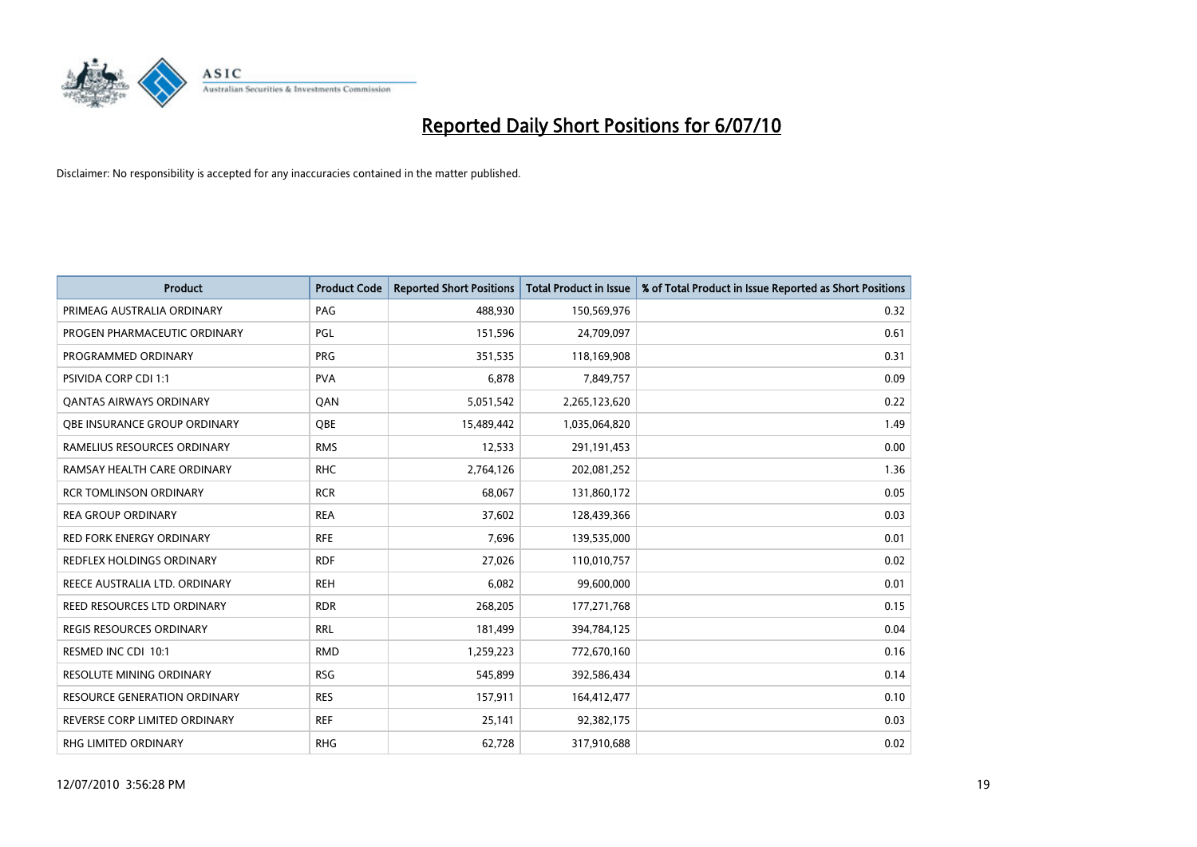# Reported Daily Short Positions for 6/07/10

Disclaimer: No responsibility is accepted for any inaccuracies contained in the matter published.

| Product | Product Code | Reported Short Positions | Total Product in Issue | % of Total Product in Issue Reported as Short Positions |
|---|---|---|---|---|
| PRIMEAG AUSTRALIA ORDINARY | PAG | 488,930 | 150,569,976 | 0.32 |
| PROGEN PHARMACEUTIC ORDINARY | PGL | 151,596 | 24,709,097 | 0.61 |
| PROGRAMMED ORDINARY | PRG | 351,535 | 118,169,908 | 0.31 |
| PSIVIDA CORP CDI 1:1 | PVA | 6,878 | 7,849,757 | 0.09 |
| QANTAS AIRWAYS ORDINARY | QAN | 5,051,542 | 2,265,123,620 | 0.22 |
| QBE INSURANCE GROUP ORDINARY | QBE | 15,489,442 | 1,035,064,820 | 1.49 |
| RAMELIUS RESOURCES ORDINARY | RMS | 12,533 | 291,191,453 | 0.00 |
| RAMSAY HEALTH CARE ORDINARY | RHC | 2,764,126 | 202,081,252 | 1.36 |
| RCR TOMLINSON ORDINARY | RCR | 68,067 | 131,860,172 | 0.05 |
| REA GROUP ORDINARY | REA | 37,602 | 128,439,366 | 0.03 |
| RED FORK ENERGY ORDINARY | RFE | 7,696 | 139,535,000 | 0.01 |
| REDFLEX HOLDINGS ORDINARY | RDF | 27,026 | 110,010,757 | 0.02 |
| REECE AUSTRALIA LTD. ORDINARY | REH | 6,082 | 99,600,000 | 0.01 |
| REED RESOURCES LTD ORDINARY | RDR | 268,205 | 177,271,768 | 0.15 |
| REGIS RESOURCES ORDINARY | RRL | 181,499 | 394,784,125 | 0.04 |
| RESMED INC CDI 10:1 | RMD | 1,259,223 | 772,670,160 | 0.16 |
| RESOLUTE MINING ORDINARY | RSG | 545,899 | 392,586,434 | 0.14 |
| RESOURCE GENERATION ORDINARY | RES | 157,911 | 164,412,477 | 0.10 |
| REVERSE CORP LIMITED ORDINARY | REF | 25,141 | 92,382,175 | 0.03 |
| RHG LIMITED ORDINARY | RHG | 62,728 | 317,910,688 | 0.02 |

12/07/2010 3:56:28 PM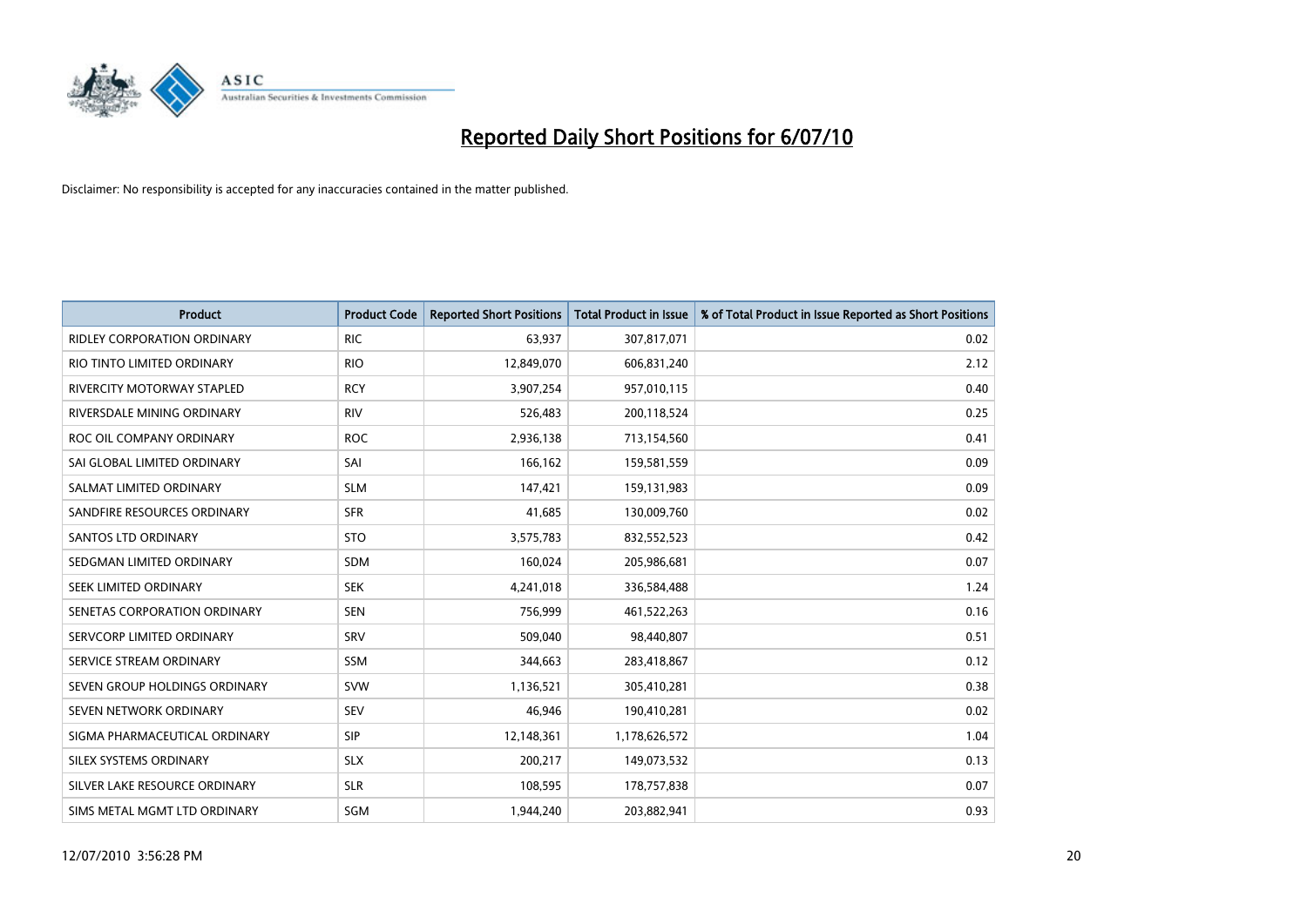# Reported Daily Short Positions for 6/07/10

Disclaimer: No responsibility is accepted for any inaccuracies contained in the matter published.

| Product | Product Code | Reported Short Positions | Total Product in Issue | % of Total Product in Issue Reported as Short Positions |
|---|---|---|---|---|
| RIDLEY CORPORATION ORDINARY | RIC | 63,937 | 307,817,071 | 0.02 |
| RIO TINTO LIMITED ORDINARY | RIO | 12,849,070 | 606,831,240 | 2.12 |
| RIVERCITY MOTORWAY STAPLED | RCY | 3,907,254 | 957,010,115 | 0.40 |
| RIVERSDALE MINING ORDINARY | RIV | 526,483 | 200,118,524 | 0.25 |
| ROC OIL COMPANY ORDINARY | ROC | 2,936,138 | 713,154,560 | 0.41 |
| SAI GLOBAL LIMITED ORDINARY | SAI | 166,162 | 159,581,559 | 0.09 |
| SALMAT LIMITED ORDINARY | SLM | 147,421 | 159,131,983 | 0.09 |
| SANDFIRE RESOURCES ORDINARY | SFR | 41,685 | 130,009,760 | 0.02 |
| SANTOS LTD ORDINARY | STO | 3,575,783 | 832,552,523 | 0.42 |
| SEDGMAN LIMITED ORDINARY | SDM | 160,024 | 205,986,681 | 0.07 |
| SEEK LIMITED ORDINARY | SEK | 4,241,018 | 336,584,488 | 1.24 |
| SENETAS CORPORATION ORDINARY | SEN | 756,999 | 461,522,263 | 0.16 |
| SERVCORP LIMITED ORDINARY | SRV | 509,040 | 98,440,807 | 0.51 |
| SERVICE STREAM ORDINARY | SSM | 344,663 | 283,418,867 | 0.12 |
| SEVEN GROUP HOLDINGS ORDINARY | SVW | 1,136,521 | 305,410,281 | 0.38 |
| SEVEN NETWORK ORDINARY | SEV | 46,946 | 190,410,281 | 0.02 |
| SIGMA PHARMACEUTICAL ORDINARY | SIP | 12,148,361 | 1,178,626,572 | 1.04 |
| SILEX SYSTEMS ORDINARY | SLX | 200,217 | 149,073,532 | 0.13 |
| SILVER LAKE RESOURCE ORDINARY | SLR | 108,595 | 178,757,838 | 0.07 |
| SIMS METAL MGMT LTD ORDINARY | SGM | 1,944,240 | 203,882,941 | 0.93 |

12/07/2010 3:56:28 PM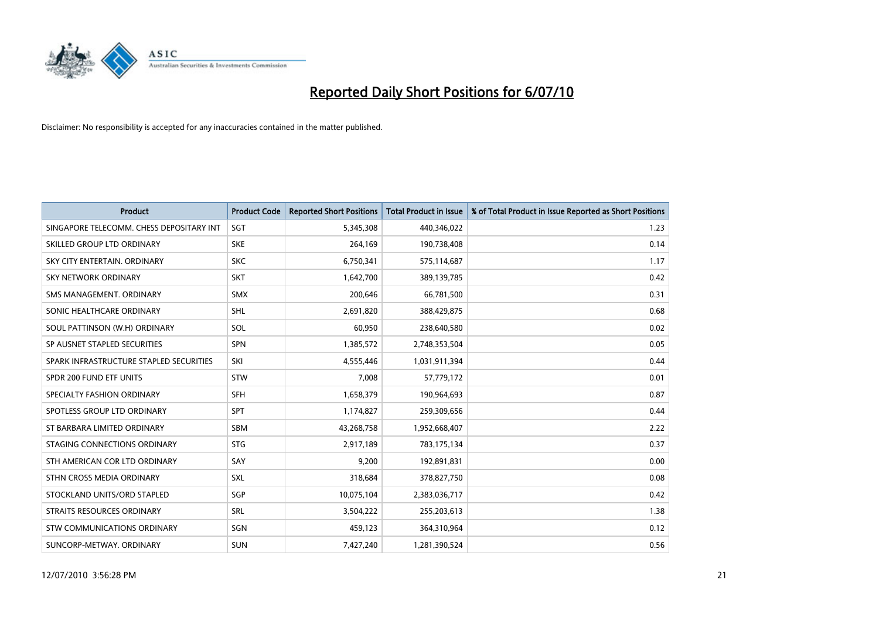# Reported Daily Short Positions for 6/07/10

Disclaimer: No responsibility is accepted for any inaccuracies contained in the matter published.

| Product | Product Code | Reported Short Positions | Total Product in Issue | % of Total Product in Issue Reported as Short Positions |
|---|---|---|---|---|
| SINGAPORE TELECOMM. CHESS DEPOSITARY INT | SGT | 5,345,308 | 440,346,022 | 1.23 |
| SKILLED GROUP LTD ORDINARY | SKE | 264,169 | 190,738,408 | 0.14 |
| SKY CITY ENTERTAIN. ORDINARY | SKC | 6,750,341 | 575,114,687 | 1.17 |
| SKY NETWORK ORDINARY | SKT | 1,642,700 | 389,139,785 | 0.42 |
| SMS MANAGEMENT. ORDINARY | SMX | 200,646 | 66,781,500 | 0.31 |
| SONIC HEALTHCARE ORDINARY | SHL | 2,691,820 | 388,429,875 | 0.68 |
| SOUL PATTINSON (W.H) ORDINARY | SOL | 60,950 | 238,640,580 | 0.02 |
| SP AUSNET STAPLED SECURITIES | SPN | 1,385,572 | 2,748,353,504 | 0.05 |
| SPARK INFRASTRUCTURE STAPLED SECURITIES | SKI | 4,555,446 | 1,031,911,394 | 0.44 |
| SPDR 200 FUND ETF UNITS | STW | 7,008 | 57,779,172 | 0.01 |
| SPECIALTY FASHION ORDINARY | SFH | 1,658,379 | 190,964,693 | 0.87 |
| SPOTLESS GROUP LTD ORDINARY | SPT | 1,174,827 | 259,309,656 | 0.44 |
| ST BARBARA LIMITED ORDINARY | SBM | 43,268,758 | 1,952,668,407 | 2.22 |
| STAGING CONNECTIONS ORDINARY | STG | 2,917,189 | 783,175,134 | 0.37 |
| STH AMERICAN COR LTD ORDINARY | SAY | 9,200 | 192,891,831 | 0.00 |
| STHN CROSS MEDIA ORDINARY | SXL | 318,684 | 378,827,750 | 0.08 |
| STOCKLAND UNITS/ORD STAPLED | SGP | 10,075,104 | 2,383,036,717 | 0.42 |
| STRAITS RESOURCES ORDINARY | SRL | 3,504,222 | 255,203,613 | 1.38 |
| STW COMMUNICATIONS ORDINARY | SGN | 459,123 | 364,310,964 | 0.12 |
| SUNCORP-METWAY. ORDINARY | SUN | 7,427,240 | 1,281,390,524 | 0.56 |

12/07/2010 3:56:28 PM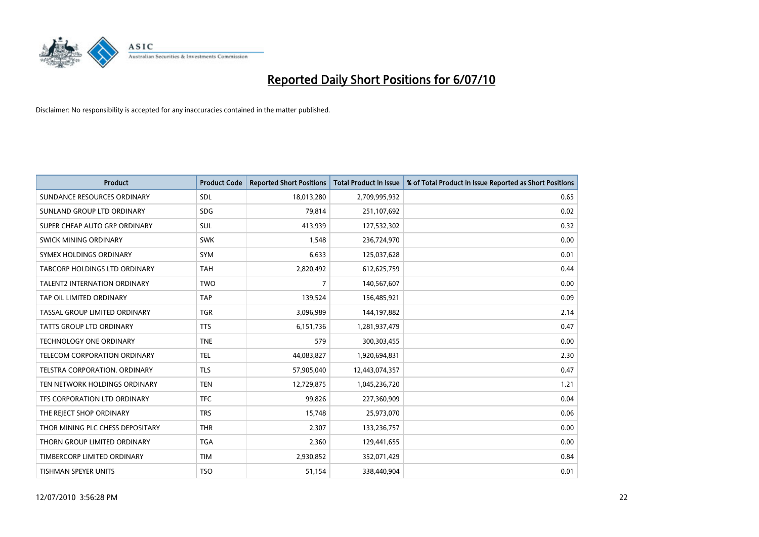# Reported Daily Short Positions for 6/07/10

Disclaimer: No responsibility is accepted for any inaccuracies contained in the matter published.

| Product | Product Code | Reported Short Positions | Total Product in Issue | % of Total Product in Issue Reported as Short Positions |
|---|---|---|---|---|
| SUNDANCE RESOURCES ORDINARY | SDL | 18,013,280 | 2,709,995,932 | 0.65 |
| SUNLAND GROUP LTD ORDINARY | SDG | 79,814 | 251,107,692 | 0.02 |
| SUPER CHEAP AUTO GRP ORDINARY | SUL | 413,939 | 127,532,302 | 0.32 |
| SWICK MINING ORDINARY | SWK | 1,548 | 236,724,970 | 0.00 |
| SYMEX HOLDINGS ORDINARY | SYM | 6,633 | 125,037,628 | 0.01 |
| TABCORP HOLDINGS LTD ORDINARY | TAH | 2,820,492 | 612,625,759 | 0.44 |
| TALENT2 INTERNATION ORDINARY | TWO | 7 | 140,567,607 | 0.00 |
| TAP OIL LIMITED ORDINARY | TAP | 139,524 | 156,485,921 | 0.09 |
| TASSAL GROUP LIMITED ORDINARY | TGR | 3,096,989 | 144,197,882 | 2.14 |
| TATTS GROUP LTD ORDINARY | TTS | 6,151,736 | 1,281,937,479 | 0.47 |
| TECHNOLOGY ONE ORDINARY | TNE | 579 | 300,303,455 | 0.00 |
| TELECOM CORPORATION ORDINARY | TEL | 44,083,827 | 1,920,694,831 | 2.30 |
| TELSTRA CORPORATION. ORDINARY | TLS | 57,905,040 | 12,443,074,357 | 0.47 |
| TEN NETWORK HOLDINGS ORDINARY | TEN | 12,729,875 | 1,045,236,720 | 1.21 |
| TFS CORPORATION LTD ORDINARY | TFC | 99,826 | 227,360,909 | 0.04 |
| THE REJECT SHOP ORDINARY | TRS | 15,748 | 25,973,070 | 0.06 |
| THOR MINING PLC CHESS DEPOSITARY | THR | 2,307 | 133,236,757 | 0.00 |
| THORN GROUP LIMITED ORDINARY | TGA | 2,360 | 129,441,655 | 0.00 |
| TIMBERCORP LIMITED ORDINARY | TIM | 2,930,852 | 352,071,429 | 0.84 |
| TISHMAN SPEYER UNITS | TSO | 51,154 | 338,440,904 | 0.01 |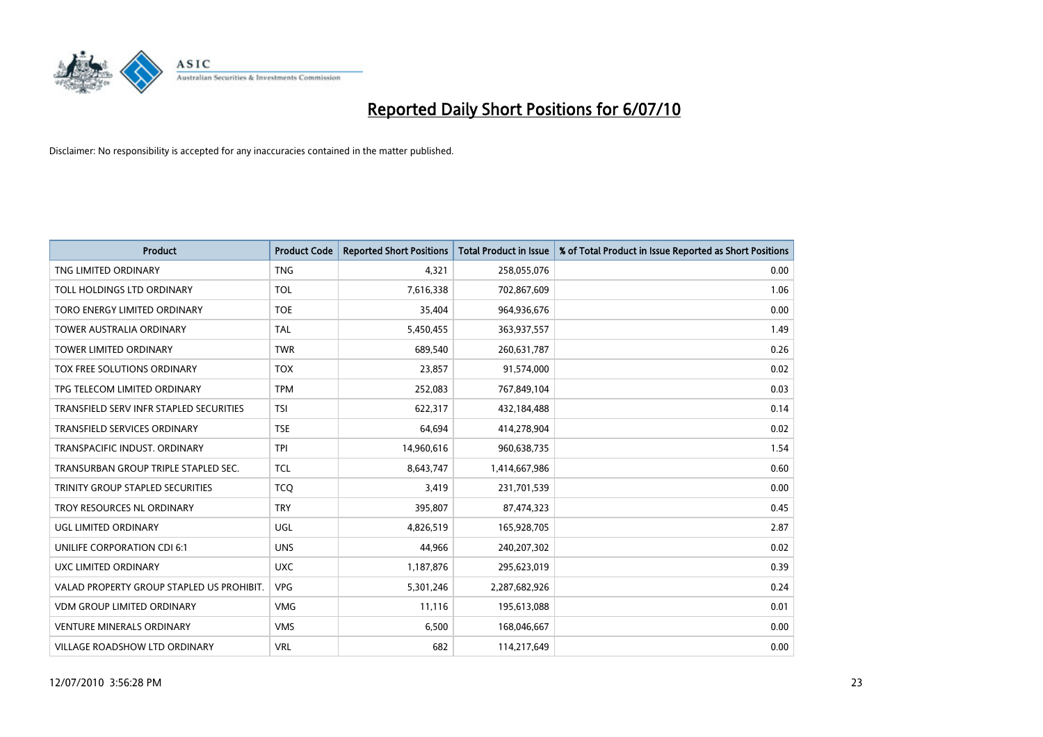# Reported Daily Short Positions for 6/07/10

Disclaimer: No responsibility is accepted for any inaccuracies contained in the matter published.

| Product | Product Code | Reported Short Positions | Total Product in Issue | % of Total Product in Issue Reported as Short Positions |
|---|---|---|---|---|
| TNG LIMITED ORDINARY | TNG | 4,321 | 258,055,076 | 0.00 |
| TOLL HOLDINGS LTD ORDINARY | TOL | 7,616,338 | 702,867,609 | 1.06 |
| TORO ENERGY LIMITED ORDINARY | TOE | 35,404 | 964,936,676 | 0.00 |
| TOWER AUSTRALIA ORDINARY | TAL | 5,450,455 | 363,937,557 | 1.49 |
| TOWER LIMITED ORDINARY | TWR | 689,540 | 260,631,787 | 0.26 |
| TOX FREE SOLUTIONS ORDINARY | TOX | 23,857 | 91,574,000 | 0.02 |
| TPG TELECOM LIMITED ORDINARY | TPM | 252,083 | 767,849,104 | 0.03 |
| TRANSFIELD SERV INFR STAPLED SECURITIES | TSI | 622,317 | 432,184,488 | 0.14 |
| TRANSFIELD SERVICES ORDINARY | TSE | 64,694 | 414,278,904 | 0.02 |
| TRANSPACIFIC INDUST. ORDINARY | TPI | 14,960,616 | 960,638,735 | 1.54 |
| TRANSURBAN GROUP TRIPLE STAPLED SEC. | TCL | 8,643,747 | 1,414,667,986 | 0.60 |
| TRINITY GROUP STAPLED SECURITIES | TCQ | 3,419 | 231,701,539 | 0.00 |
| TROY RESOURCES NL ORDINARY | TRY | 395,807 | 87,474,323 | 0.45 |
| UGL LIMITED ORDINARY | UGL | 4,826,519 | 165,928,705 | 2.87 |
| UNILIFE CORPORATION CDI 6:1 | UNS | 44,966 | 240,207,302 | 0.02 |
| UXC LIMITED ORDINARY | UXC | 1,187,876 | 295,623,019 | 0.39 |
| VALAD PROPERTY GROUP STAPLED US PROHIBIT. | VPG | 5,301,246 | 2,287,682,926 | 0.24 |
| VDM GROUP LIMITED ORDINARY | VMG | 11,116 | 195,613,088 | 0.01 |
| VENTURE MINERALS ORDINARY | VMS | 6,500 | 168,046,667 | 0.00 |
| VILLAGE ROADSHOW LTD ORDINARY | VRL | 682 | 114,217,649 | 0.00 |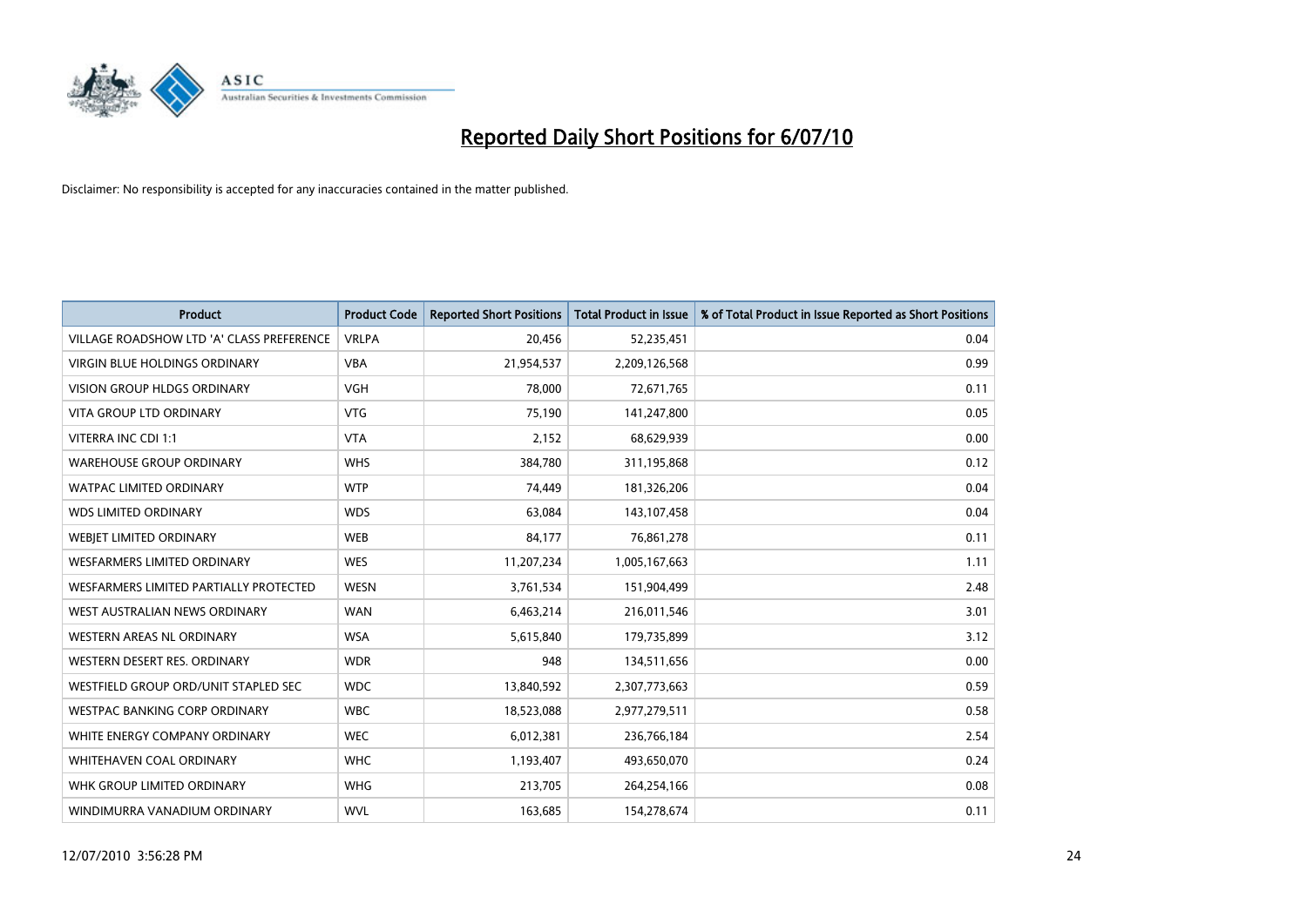# Reported Daily Short Positions for 6/07/10

Disclaimer: No responsibility is accepted for any inaccuracies contained in the matter published.

| Product | Product Code | Reported Short Positions | Total Product in Issue | % of Total Product in Issue Reported as Short Positions |
|---|---|---|---|---|
| VILLAGE ROADSHOW LTD 'A' CLASS PREFERENCE | VRLPA | 20,456 | 52,235,451 | 0.04 |
| VIRGIN BLUE HOLDINGS ORDINARY | VBA | 21,954,537 | 2,209,126,568 | 0.99 |
| VISION GROUP HLDGS ORDINARY | VGH | 78,000 | 72,671,765 | 0.11 |
| VITA GROUP LTD ORDINARY | VTG | 75,190 | 141,247,800 | 0.05 |
| VITERRA INC CDI 1:1 | VTA | 2,152 | 68,629,939 | 0.00 |
| WAREHOUSE GROUP ORDINARY | WHS | 384,780 | 311,195,868 | 0.12 |
| WATPAC LIMITED ORDINARY | WTP | 74,449 | 181,326,206 | 0.04 |
| WDS LIMITED ORDINARY | WDS | 63,084 | 143,107,458 | 0.04 |
| WEBJET LIMITED ORDINARY | WEB | 84,177 | 76,861,278 | 0.11 |
| WESFARMERS LIMITED ORDINARY | WES | 11,207,234 | 1,005,167,663 | 1.11 |
| WESFARMERS LIMITED PARTIALLY PROTECTED | WESN | 3,761,534 | 151,904,499 | 2.48 |
| WEST AUSTRALIAN NEWS ORDINARY | WAN | 6,463,214 | 216,011,546 | 3.01 |
| WESTERN AREAS NL ORDINARY | WSA | 5,615,840 | 179,735,899 | 3.12 |
| WESTERN DESERT RES. ORDINARY | WDR | 948 | 134,511,656 | 0.00 |
| WESTFIELD GROUP ORD/UNIT STAPLED SEC | WDC | 13,840,592 | 2,307,773,663 | 0.59 |
| WESTPAC BANKING CORP ORDINARY | WBC | 18,523,088 | 2,977,279,511 | 0.58 |
| WHITE ENERGY COMPANY ORDINARY | WEC | 6,012,381 | 236,766,184 | 2.54 |
| WHITEHAVEN COAL ORDINARY | WHC | 1,193,407 | 493,650,070 | 0.24 |
| WHK GROUP LIMITED ORDINARY | WHG | 213,705 | 264,254,166 | 0.08 |
| WINDIMURRA VANADIUM ORDINARY | WVL | 163,685 | 154,278,674 | 0.11 |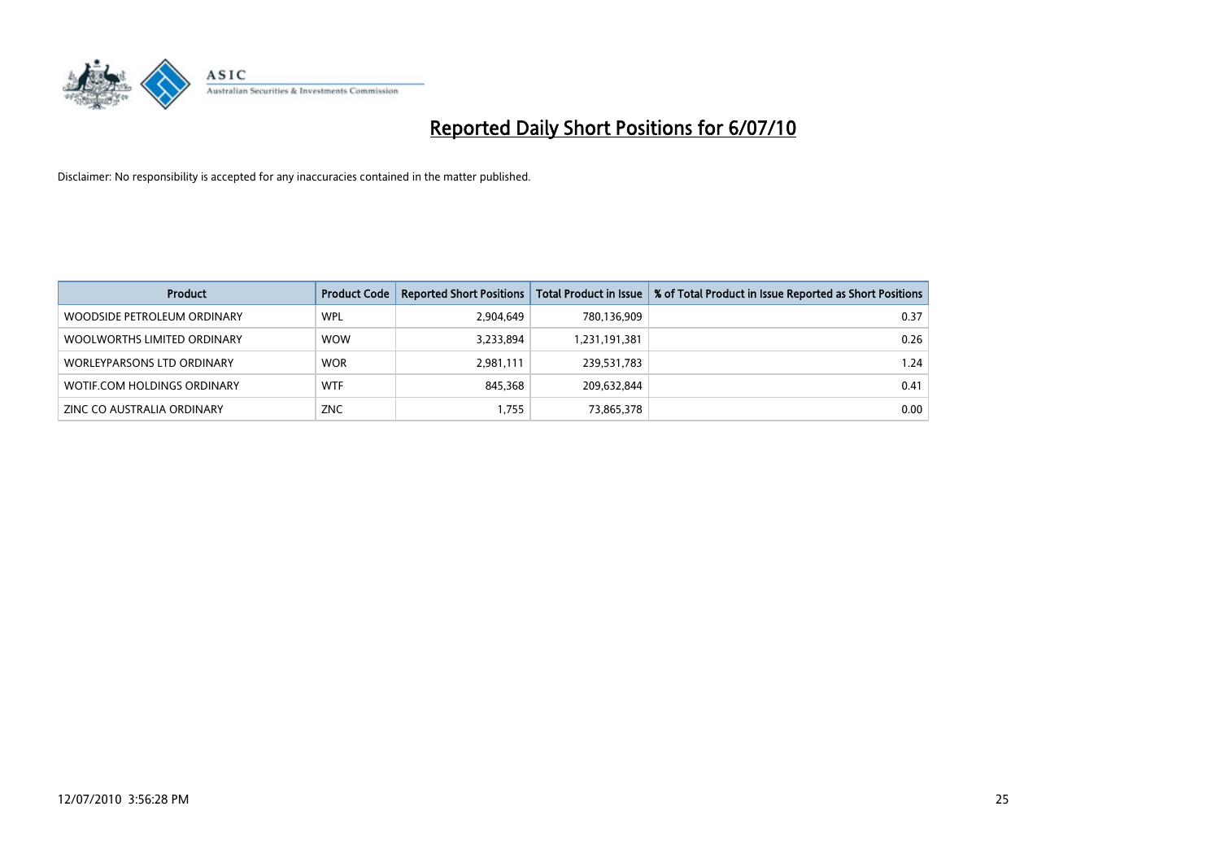# Reported Daily Short Positions for 6/07/10

Disclaimer: No responsibility is accepted for any inaccuracies contained in the matter published.

| Product | Product Code | Reported Short Positions | Total Product in Issue | % of Total Product in Issue Reported as Short Positions |
|---|---|---|---|---|
| WOODSIDE PETROLEUM ORDINARY | WPL | 2,904,649 | 780,136,909 | 0.37 |
| WOOLWORTHS LIMITED ORDINARY | WOW | 3,233,894 | 1,231,191,381 | 0.26 |
| WORLEYPARSONS LTD ORDINARY | WOR | 2,981,111 | 239,531,783 | 1.24 |
| WOTIF.COM HOLDINGS ORDINARY | WTF | 845,368 | 209,632,844 | 0.41 |
| ZINC CO AUSTRALIA ORDINARY | ZNC | 1,755 | 73,865,378 | 0.00 |

12/07/2010 3:56:28 PM